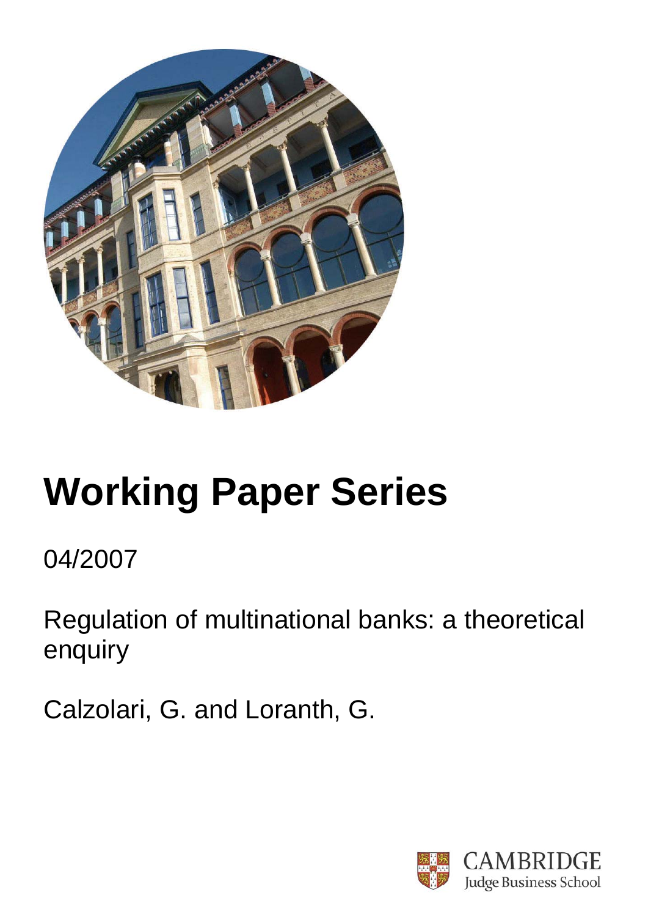# Working Paper Series

04/2007

Regulation of multinational banks: a theoretical enquiry

Calzolari, G. and Loranth, G.

CAMBRIDGE
Judge Business School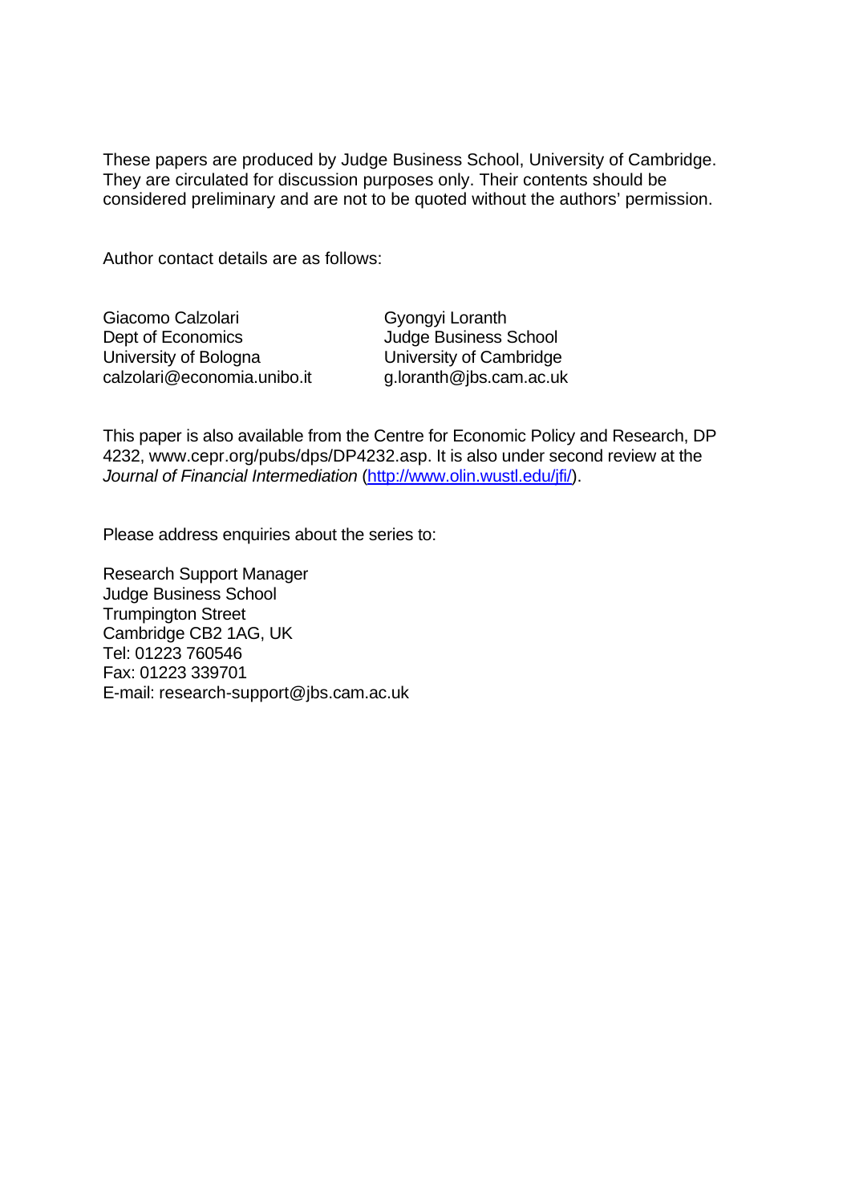These papers are produced by Judge Business School, University of Cambridge. They are circulated for discussion purposes only. Their contents should be considered preliminary and are not to be quoted without the authors' permission.

Author contact details are as follows:

| Giacomo Calzolari | Gyongyi Loranth |
|---|---|
| Dept of Economics | Judge Business School |
| University of Bologna | University of Cambridge |
| calzolari@economia.unibo.it | g.loranth@jbs.cam.ac.uk |

This paper is also available from the Centre for Economic Policy and Research, DP 4232, www.cepr.org/pubs/dps/DP4232.asp. It is also under second review at the *Journal of Financial Intermediation* (http://www.olin.wustl.edu/jfi/).

Please address enquiries about the series to:

Research Support Manager  
Judge Business School  
Trumpington Street  
Cambridge CB2 1AG, UK  
Tel: 01223 760546  
Fax: 01223 339701  
E-mail: research-support@jbs.cam.ac.uk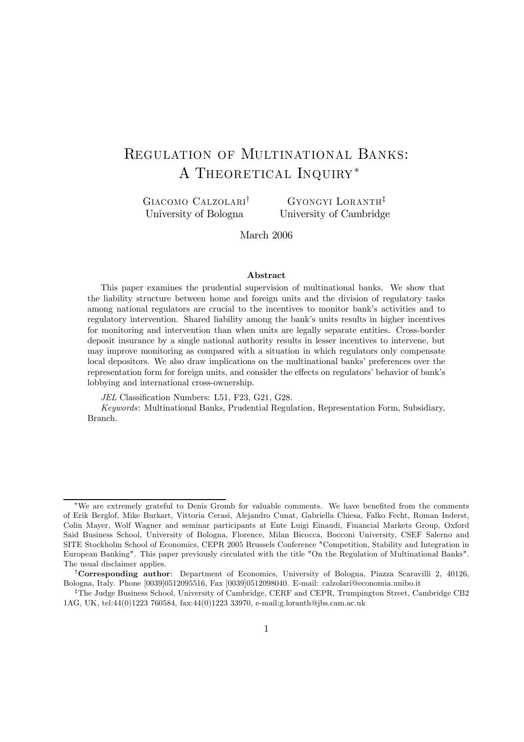# Regulation of Multinational Banks: A Theoretical Inquiry*

Giacomo Calzolari[†]
University of Bologna

Gyongyi Loranth[‡]
University of Cambridge

March 2006

### Abstract

This paper examines the prudential supervision of multinational banks. We show that the liability structure between home and foreign units and the division of regulatory tasks among national regulators are crucial to the incentives to monitor bank's activities and to regulatory intervention. Shared liability among the bank's units results in higher incentives for monitoring and intervention than when units are legally separate entities. Cross-border deposit insurance by a single national authority results in lesser incentives to intervene, but may improve monitoring as compared with a situation in which regulators only compensate local depositors. We also draw implications on the multinational banks' preferences over the representation form for foreign units, and consider the effects on regulators' behavior of bank's lobbying and international cross-ownership.

*JEL* Classification Numbers: L51, F23, G21, G28.

*Keywords*: Multinational Banks, Prudential Regulation, Representation Form, Subsidiary, Branch.

---

*We are extremely grateful to Denis Gromb for valuable comments. We have benefited from the comments of Erik Berglof, Mike Burkart, Vittoria Cerasi, Alejandro Cunat, Gabriella Chiesa, Falko Fecht, Roman Inderst, Colin Mayer, Wolf Wagner and seminar participants at Ente Luigi Einaudi, Financial Markets Group, Oxford Said Business School, University of Bologna, Florence, Milan Bicocca, Bocconi University, CSEF Salerno and SITE Stockholm School of Economics, CEPR 2005 Brussels Conference "Competition, Stability and Integration in European Banking". This paper previously circulated with the title "On the Regulation of Multinational Banks". The usual disclaimer applies.

[†]**Corresponding author**: Department of Economics, University of Bologna, Piazza Scaravilli 2, 40126, Bologna, Italy. Phone [0039]0512095516, Fax [0039]0512098040. E-mail: calzolari@economia.unibo.it

[‡]The Judge Business School, University of Cambridge, CERF and CEPR, Trumpington Street, Cambridge CB2 1AG, UK, tel:44(0)1223 760584, fax:44(0)1223 33970, e-mail:g.loranth@jbs.cam.ac.uk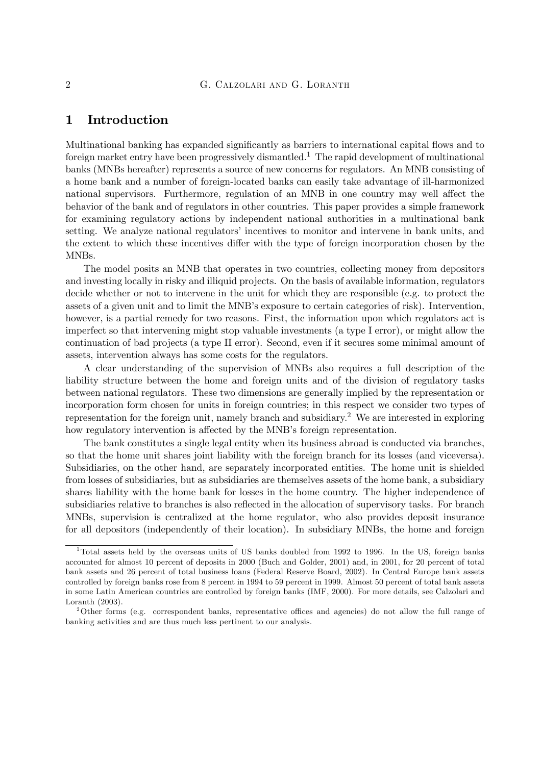# 1 Introduction

Multinational banking has expanded significantly as barriers to international capital flows and to foreign market entry have been progressively dismantled.[1] The rapid development of multinational banks (MNBs hereafter) represents a source of new concerns for regulators. An MNB consisting of a home bank and a number of foreign-located banks can easily take advantage of ill-harmonized national supervisors. Furthermore, regulation of an MNB in one country may well affect the behavior of the bank and of regulators in other countries. This paper provides a simple framework for examining regulatory actions by independent national authorities in a multinational bank setting. We analyze national regulators' incentives to monitor and intervene in bank units, and the extent to which these incentives differ with the type of foreign incorporation chosen by the MNBs.

The model posits an MNB that operates in two countries, collecting money from depositors and investing locally in risky and illiquid projects. On the basis of available information, regulators decide whether or not to intervene in the unit for which they are responsible (e.g. to protect the assets of a given unit and to limit the MNB's exposure to certain categories of risk). Intervention, however, is a partial remedy for two reasons. First, the information upon which regulators act is imperfect so that intervening might stop valuable investments (a type I error), or might allow the continuation of bad projects (a type II error). Second, even if it secures some minimal amount of assets, intervention always has some costs for the regulators.

A clear understanding of the supervision of MNBs also requires a full description of the liability structure between the home and foreign units and of the division of regulatory tasks between national regulators. These two dimensions are generally implied by the representation or incorporation form chosen for units in foreign countries; in this respect we consider two types of representation for the foreign unit, namely branch and subsidiary.[2] We are interested in exploring how regulatory intervention is affected by the MNB's foreign representation.

The bank constitutes a single legal entity when its business abroad is conducted via branches, so that the home unit shares joint liability with the foreign branch for its losses (and viceversa). Subsidiaries, on the other hand, are separately incorporated entities. The home unit is shielded from losses of subsidiaries, but as subsidiaries are themselves assets of the home bank, a subsidiary shares liability with the home bank for losses in the home country. The higher independence of subsidiaries relative to branches is also reflected in the allocation of supervisory tasks. For branch MNBs, supervision is centralized at the home regulator, who also provides deposit insurance for all depositors (independently of their location). In subsidiary MNBs, the home and foreign

[1] Total assets held by the overseas units of US banks doubled from 1992 to 1996. In the US, foreign banks accounted for almost 10 percent of deposits in 2000 (Buch and Golder, 2001) and, in 2001, for 20 percent of total bank assets and 26 percent of total business loans (Federal Reserve Board, 2002). In Central Europe bank assets controlled by foreign banks rose from 8 percent in 1994 to 59 percent in 1999. Almost 50 percent of total bank assets in some Latin American countries are controlled by foreign banks (IMF, 2000). For more details, see Calzolari and Loranth (2003).

[2] Other forms (e.g. correspondent banks, representative offices and agencies) do not allow the full range of banking activities and are thus much less pertinent to our analysis.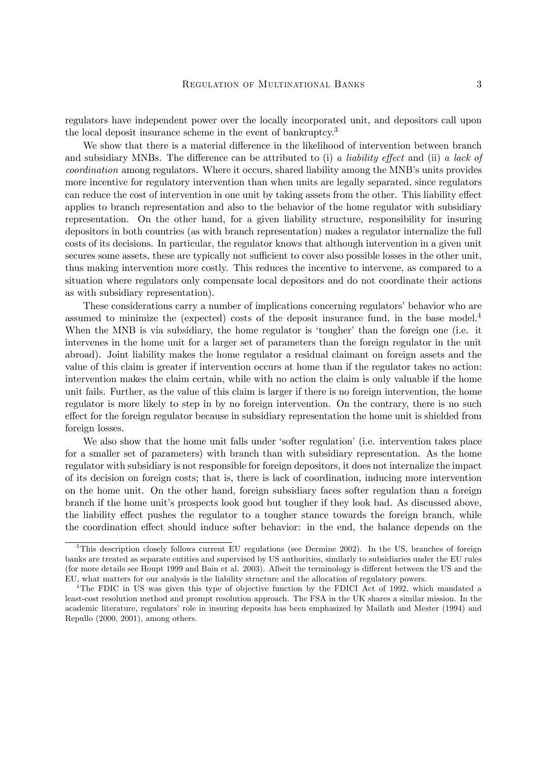regulators have independent power over the locally incorporated unit, and depositors call upon the local deposit insurance scheme in the event of bankruptcy.[3]

We show that there is a material difference in the likelihood of intervention between branch and subsidiary MNBs. The difference can be attributed to (i) *a liability effect* and (ii) *a lack of coordination* among regulators. Where it occurs, shared liability among the MNB's units provides more incentive for regulatory intervention than when units are legally separated, since regulators can reduce the cost of intervention in one unit by taking assets from the other. This liability effect applies to branch representation and also to the behavior of the home regulator with subsidiary representation. On the other hand, for a given liability structure, responsibility for insuring depositors in both countries (as with branch representation) makes a regulator internalize the full costs of its decisions. In particular, the regulator knows that although intervention in a given unit secures some assets, these are typically not sufficient to cover also possible losses in the other unit, thus making intervention more costly. This reduces the incentive to intervene, as compared to a situation where regulators only compensate local depositors and do not coordinate their actions as with subsidiary representation).

These considerations carry a number of implications concerning regulators' behavior who are assumed to minimize the (expected) costs of the deposit insurance fund, in the base model.[4] When the MNB is via subsidiary, the home regulator is 'tougher' than the foreign one (i.e. it intervenes in the home unit for a larger set of parameters than the foreign regulator in the unit abroad). Joint liability makes the home regulator a residual claimant on foreign assets and the value of this claim is greater if intervention occurs at home than if the regulator takes no action: intervention makes the claim certain, while with no action the claim is only valuable if the home unit fails. Further, as the value of this claim is larger if there is no foreign intervention, the home regulator is more likely to step in by no foreign intervention. On the contrary, there is no such effect for the foreign regulator because in subsidiary representation the home unit is shielded from foreign losses.

We also show that the home unit falls under 'softer regulation' (i.e. intervention takes place for a smaller set of parameters) with branch than with subsidiary representation. As the home regulator with subsidiary is not responsible for foreign depositors, it does not internalize the impact of its decision on foreign costs; that is, there is lack of coordination, inducing more intervention on the home unit. On the other hand, foreign subsidiary faces softer regulation than a foreign branch if the home unit's prospects look good but tougher if they look bad. As discussed above, the liability effect pushes the regulator to a tougher stance towards the foreign branch, while the coordination effect should induce softer behavior: in the end, the balance depends on the

[3] This description closely follows current EU regulations (see Dermine 2002). In the US, branches of foreign banks are treated as separate entities and supervised by US authorities, similarly to subsidiaries under the EU rules (for more details see Houpt 1999 and Bain et al. 2003). Albeit the terminology is different between the US and the EU, what matters for our analysis is the liability structure and the allocation of regulatory powers.

[4] The FDIC in US was given this type of objective function by the FDICI Act of 1992, which mandated a least-cost resolution method and prompt resolution approach. The FSA in the UK shares a similar mission. In the academic literature, regulators' role in insuring deposits has been emphasized by Mailath and Mester (1994) and Repullo (2000, 2001), among others.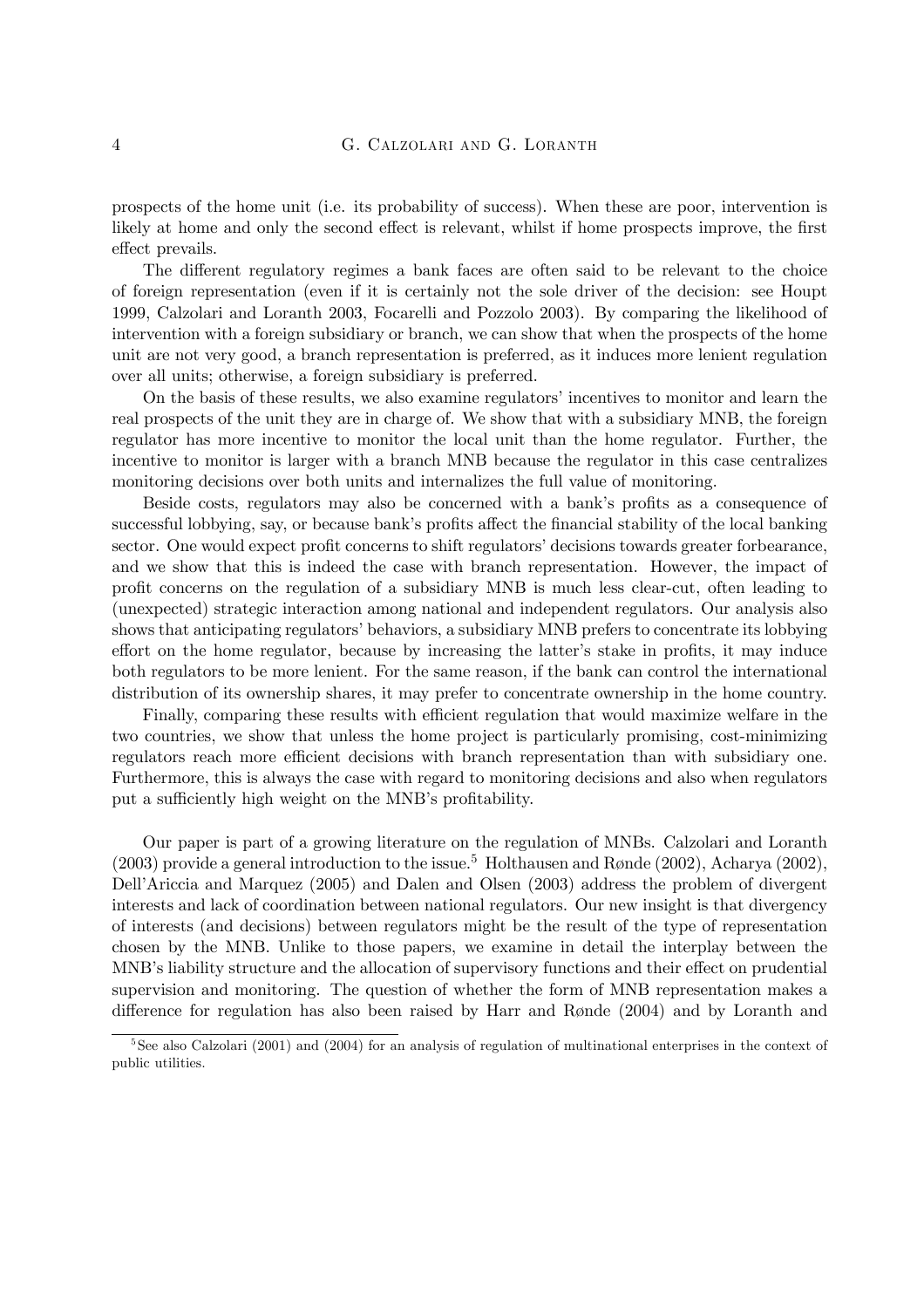prospects of the home unit (i.e. its probability of success). When these are poor, intervention is likely at home and only the second effect is relevant, whilst if home prospects improve, the first effect prevails.

The different regulatory regimes a bank faces are often said to be relevant to the choice of foreign representation (even if it is certainly not the sole driver of the decision: see Houpt 1999, Calzolari and Loranth 2003, Focarelli and Pozzolo 2003). By comparing the likelihood of intervention with a foreign subsidiary or branch, we can show that when the prospects of the home unit are not very good, a branch representation is preferred, as it induces more lenient regulation over all units; otherwise, a foreign subsidiary is preferred.

On the basis of these results, we also examine regulators' incentives to monitor and learn the real prospects of the unit they are in charge of. We show that with a subsidiary MNB, the foreign regulator has more incentive to monitor the local unit than the home regulator. Further, the incentive to monitor is larger with a branch MNB because the regulator in this case centralizes monitoring decisions over both units and internalizes the full value of monitoring.

Beside costs, regulators may also be concerned with a bank's profits as a consequence of successful lobbying, say, or because bank's profits affect the financial stability of the local banking sector. One would expect profit concerns to shift regulators' decisions towards greater forbearance, and we show that this is indeed the case with branch representation. However, the impact of profit concerns on the regulation of a subsidiary MNB is much less clear-cut, often leading to (unexpected) strategic interaction among national and independent regulators. Our analysis also shows that anticipating regulators' behaviors, a subsidiary MNB prefers to concentrate its lobbying effort on the home regulator, because by increasing the latter's stake in profits, it may induce both regulators to be more lenient. For the same reason, if the bank can control the international distribution of its ownership shares, it may prefer to concentrate ownership in the home country.

Finally, comparing these results with efficient regulation that would maximize welfare in the two countries, we show that unless the home project is particularly promising, cost-minimizing regulators reach more efficient decisions with branch representation than with subsidiary one. Furthermore, this is always the case with regard to monitoring decisions and also when regulators put a sufficiently high weight on the MNB's profitability.

Our paper is part of a growing literature on the regulation of MNBs. Calzolari and Loranth (2003) provide a general introduction to the issue.[5] Holthausen and Rønde (2002), Acharya (2002), Dell'Ariccia and Marquez (2005) and Dalen and Olsen (2003) address the problem of divergent interests and lack of coordination between national regulators. Our new insight is that divergency of interests (and decisions) between regulators might be the result of the type of representation chosen by the MNB. Unlike to those papers, we examine in detail the interplay between the MNB's liability structure and the allocation of supervisory functions and their effect on prudential supervision and monitoring. The question of whether the form of MNB representation makes a difference for regulation has also been raised by Harr and Rønde (2004) and by Loranth and

[5] See also Calzolari (2001) and (2004) for an analysis of regulation of multinational enterprises in the context of public utilities.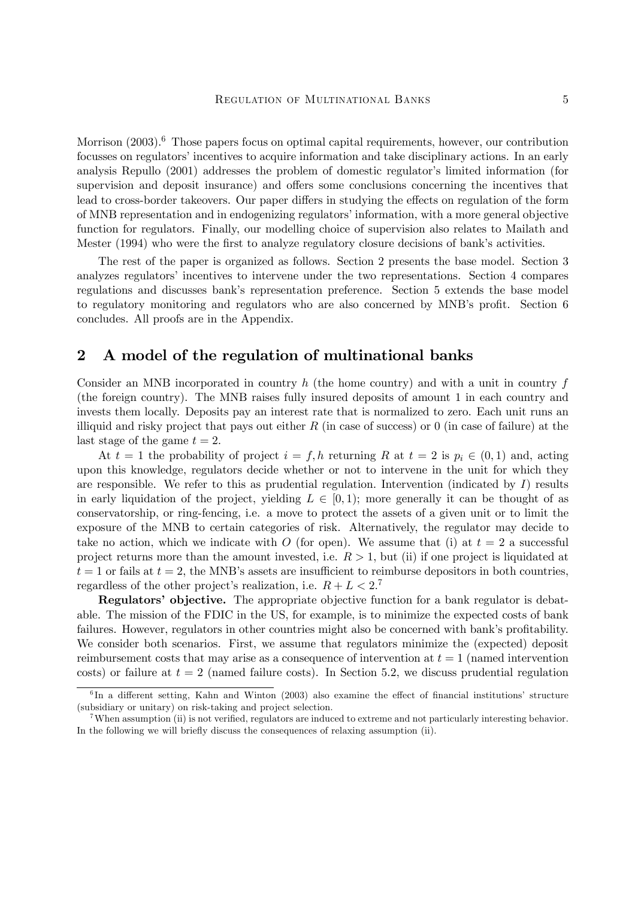Morrison (2003).[6] Those papers focus on optimal capital requirements, however, our contribution focusses on regulators' incentives to acquire information and take disciplinary actions. In an early analysis Repullo (2001) addresses the problem of domestic regulator's limited information (for supervision and deposit insurance) and offers some conclusions concerning the incentives that lead to cross-border takeovers. Our paper differs in studying the effects on regulation of the form of MNB representation and in endogenizing regulators' information, with a more general objective function for regulators. Finally, our modelling choice of supervision also relates to Mailath and Mester (1994) who were the first to analyze regulatory closure decisions of bank's activities.

The rest of the paper is organized as follows. Section 2 presents the base model. Section 3 analyzes regulators' incentives to intervene under the two representations. Section 4 compares regulations and discusses bank's representation preference. Section 5 extends the base model to regulatory monitoring and regulators who are also concerned by MNB's profit. Section 6 concludes. All proofs are in the Appendix.

## 2 A model of the regulation of multinational banks

Consider an MNB incorporated in country $h$ (the home country) and with a unit in country $f$ (the foreign country). The MNB raises fully insured deposits of amount 1 in each country and invests them locally. Deposits pay an interest rate that is normalized to zero. Each unit runs an illiquid and risky project that pays out either $R$ (in case of success) or 0 (in case of failure) at the last stage of the game $t = 2$.

At $t = 1$ the probability of project $i = f, h$ returning $R$ at $t = 2$ is $p_i \in (0, 1)$ and, acting upon this knowledge, regulators decide whether or not to intervene in the unit for which they are responsible. We refer to this as prudential regulation. Intervention (indicated by $I$) results in early liquidation of the project, yielding $L \in [0, 1)$; more generally it can be thought of as conservatorship, or ring-fencing, i.e. a move to protect the assets of a given unit or to limit the exposure of the MNB to certain categories of risk. Alternatively, the regulator may decide to take no action, which we indicate with $O$ (for open). We assume that (i) at $t = 2$ a successful project returns more than the amount invested, i.e. $R > 1$, but (ii) if one project is liquidated at $t = 1$ or fails at $t = 2$, the MNB's assets are insufficient to reimburse depositors in both countries, regardless of the other project's realization, i.e. $R + L < 2$.[7]

**Regulators' objective.** The appropriate objective function for a bank regulator is debatable. The mission of the FDIC in the US, for example, is to minimize the expected costs of bank failures. However, regulators in other countries might also be concerned with bank's profitability. We consider both scenarios. First, we assume that regulators minimize the (expected) deposit reimbursement costs that may arise as a consequence of intervention at $t = 1$ (named intervention costs) or failure at $t = 2$ (named failure costs). In Section 5.2, we discuss prudential regulation

[6] In a different setting, Kahn and Winton (2003) also examine the effect of financial institutions' structure (subsidiary or unitary) on risk-taking and project selection.

[7] When assumption (ii) is not verified, regulators are induced to extreme and not particularly interesting behavior. In the following we will briefly discuss the consequences of relaxing assumption (ii).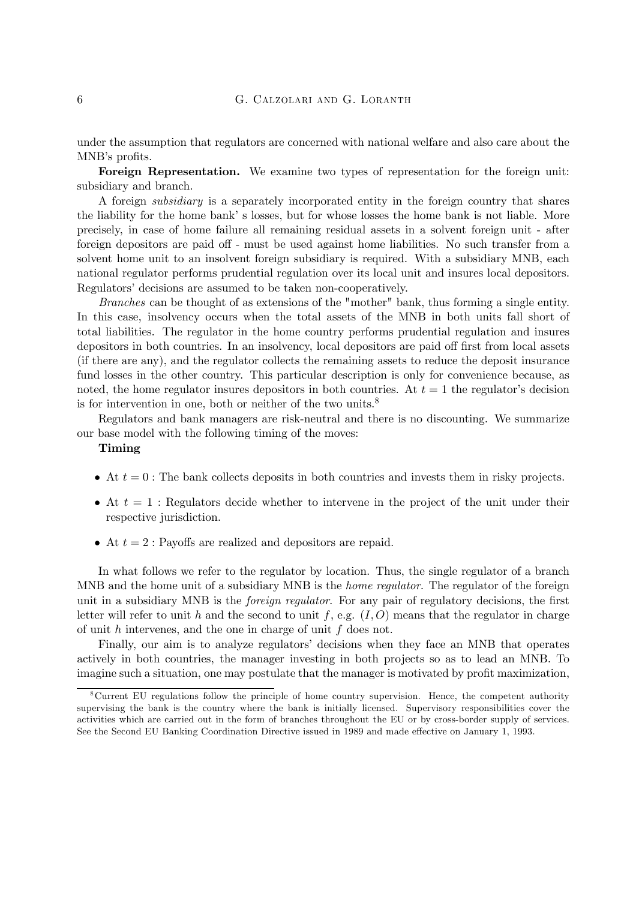under the assumption that regulators are concerned with national welfare and also care about the MNB's profits.

**Foreign Representation.** We examine two types of representation for the foreign unit: subsidiary and branch.

A foreign *subsidiary* is a separately incorporated entity in the foreign country that shares the liability for the home bank' s losses, but for whose losses the home bank is not liable. More precisely, in case of home failure all remaining residual assets in a solvent foreign unit - after foreign depositors are paid off - must be used against home liabilities. No such transfer from a solvent home unit to an insolvent foreign subsidiary is required. With a subsidiary MNB, each national regulator performs prudential regulation over its local unit and insures local depositors. Regulators' decisions are assumed to be taken non-cooperatively.

*Branches* can be thought of as extensions of the "mother" bank, thus forming a single entity. In this case, insolvency occurs when the total assets of the MNB in both units fall short of total liabilities. The regulator in the home country performs prudential regulation and insures depositors in both countries. In an insolvency, local depositors are paid off first from local assets (if there are any), and the regulator collects the remaining assets to reduce the deposit insurance fund losses in the other country. This particular description is only for convenience because, as noted, the home regulator insures depositors in both countries. At $t = 1$ the regulator's decision is for intervention in one, both or neither of the two units.[8]

Regulators and bank managers are risk-neutral and there is no discounting. We summarize our base model with the following timing of the moves:

**Timing**

- At $t = 0$ : The bank collects deposits in both countries and invests them in risky projects.
- At $t = 1$ : Regulators decide whether to intervene in the project of the unit under their respective jurisdiction.
- At $t = 2$ : Payoffs are realized and depositors are repaid.

In what follows we refer to the regulator by location. Thus, the single regulator of a branch MNB and the home unit of a subsidiary MNB is the *home regulator*. The regulator of the foreign unit in a subsidiary MNB is the *foreign regulator*. For any pair of regulatory decisions, the first letter will refer to unit $h$ and the second to unit $f$, e.g. $(I, O)$ means that the regulator in charge of unit $h$ intervenes, and the one in charge of unit $f$ does not.

Finally, our aim is to analyze regulators' decisions when they face an MNB that operates actively in both countries, the manager investing in both projects so as to lead an MNB. To imagine such a situation, one may postulate that the manager is motivated by profit maximization,

[8] Current EU regulations follow the principle of home country supervision. Hence, the competent authority supervising the bank is the country where the bank is initially licensed. Supervisory responsibilities cover the activities which are carried out in the form of branches throughout the EU or by cross-border supply of services. See the Second EU Banking Coordination Directive issued in 1989 and made effective on January 1, 1993.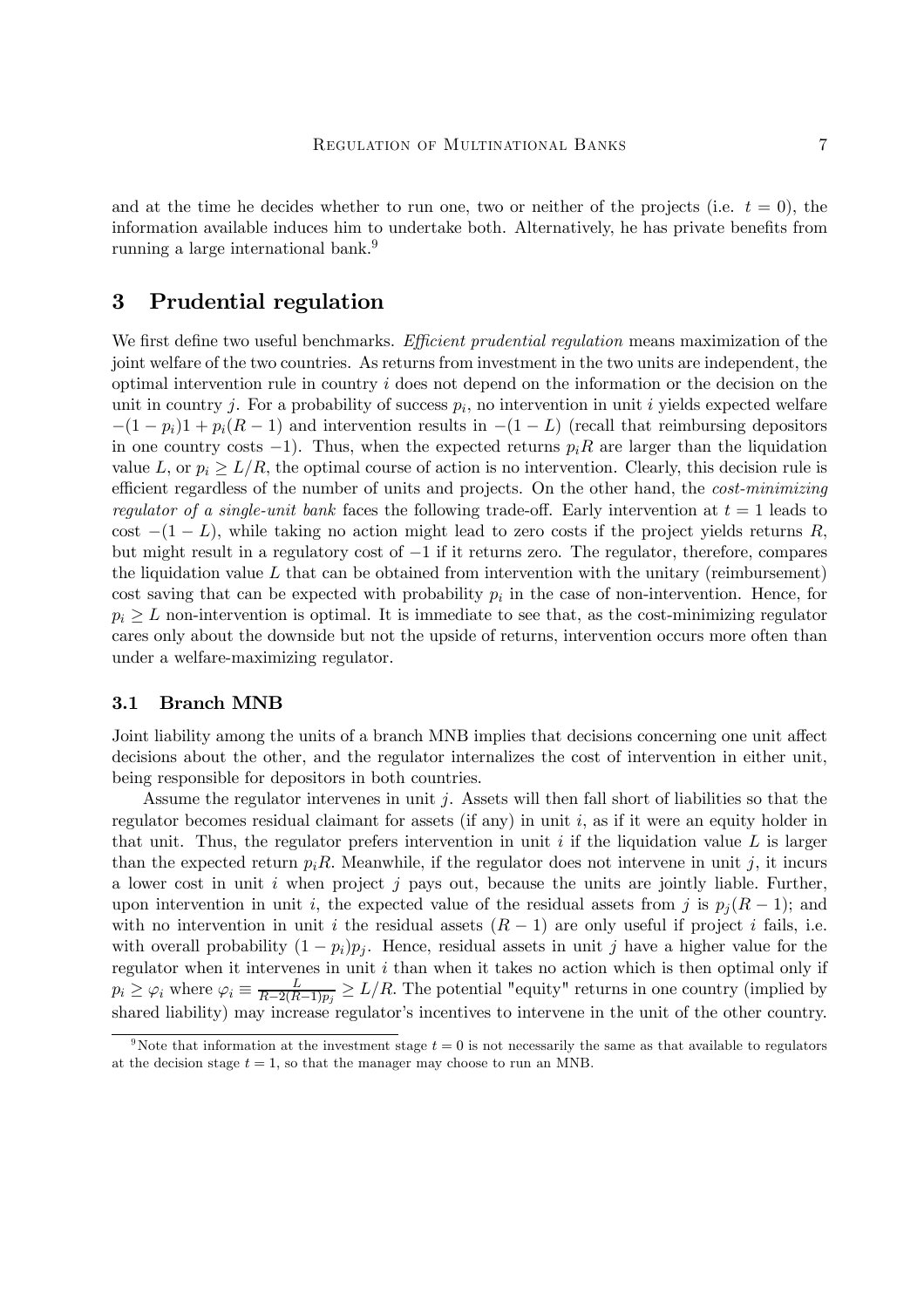and at the time he decides whether to run one, two or neither of the projects (i.e. $t = 0$), the information available induces him to undertake both. Alternatively, he has private benefits from running a large international bank.[9]

# 3 Prudential regulation

We first define two useful benchmarks. *Efficient prudential regulation* means maximization of the joint welfare of the two countries. As returns from investment in the two units are independent, the optimal intervention rule in country $i$ does not depend on the information or the decision on the unit in country $j$. For a probability of success $p_i$, no intervention in unit $i$ yields expected welfare $-(1-p_i)1 + p_i(R-1)$ and intervention results in $-(1-L)$ (recall that reimbursing depositors in one country costs $-1$). Thus, when the expected returns $p_i R$ are larger than the liquidation value $L$, or $p_i \geq L/R$, the optimal course of action is no intervention. Clearly, this decision rule is efficient regardless of the number of units and projects. On the other hand, the *cost-minimizing regulator of a single-unit bank* faces the following trade-off. Early intervention at $t = 1$ leads to cost $-(1-L)$, while taking no action might lead to zero costs if the project yields returns $R$, but might result in a regulatory cost of $-1$ if it returns zero. The regulator, therefore, compares the liquidation value $L$ that can be obtained from intervention with the unitary (reimbursement) cost saving that can be expected with probability $p_i$ in the case of non-intervention. Hence, for $p_i \geq L$ non-intervention is optimal. It is immediate to see that, as the cost-minimizing regulator cares only about the downside but not the upside of returns, intervention occurs more often than under a welfare-maximizing regulator.

## 3.1 Branch MNB

Joint liability among the units of a branch MNB implies that decisions concerning one unit affect decisions about the other, and the regulator internalizes the cost of intervention in either unit, being responsible for depositors in both countries.

Assume the regulator intervenes in unit $j$. Assets will then fall short of liabilities so that the regulator becomes residual claimant for assets (if any) in unit $i$, as if it were an equity holder in that unit. Thus, the regulator prefers intervention in unit $i$ if the liquidation value $L$ is larger than the expected return $p_i R$. Meanwhile, if the regulator does not intervene in unit $j$, it incurs a lower cost in unit $i$ when project $j$ pays out, because the units are jointly liable. Further, upon intervention in unit $i$, the expected value of the residual assets from $j$ is $p_j(R-1)$; and with no intervention in unit $i$ the residual assets $(R-1)$ are only useful if project $i$ fails, i.e. with overall probability $(1-p_i)p_j$. Hence, residual assets in unit $j$ have a higher value for the regulator when it intervenes in unit $i$ than when it takes no action which is then optimal only if $p_i \geq \varphi_i$ where $\varphi_i \equiv \frac{L}{R-2(R-1)p_j} \geq L/R$. The potential "equity" returns in one country (implied by shared liability) may increase regulator's incentives to intervene in the unit of the other country.

[9] Note that information at the investment stage $t = 0$ is not necessarily the same as that available to regulators at the decision stage $t = 1$, so that the manager may choose to run an MNB.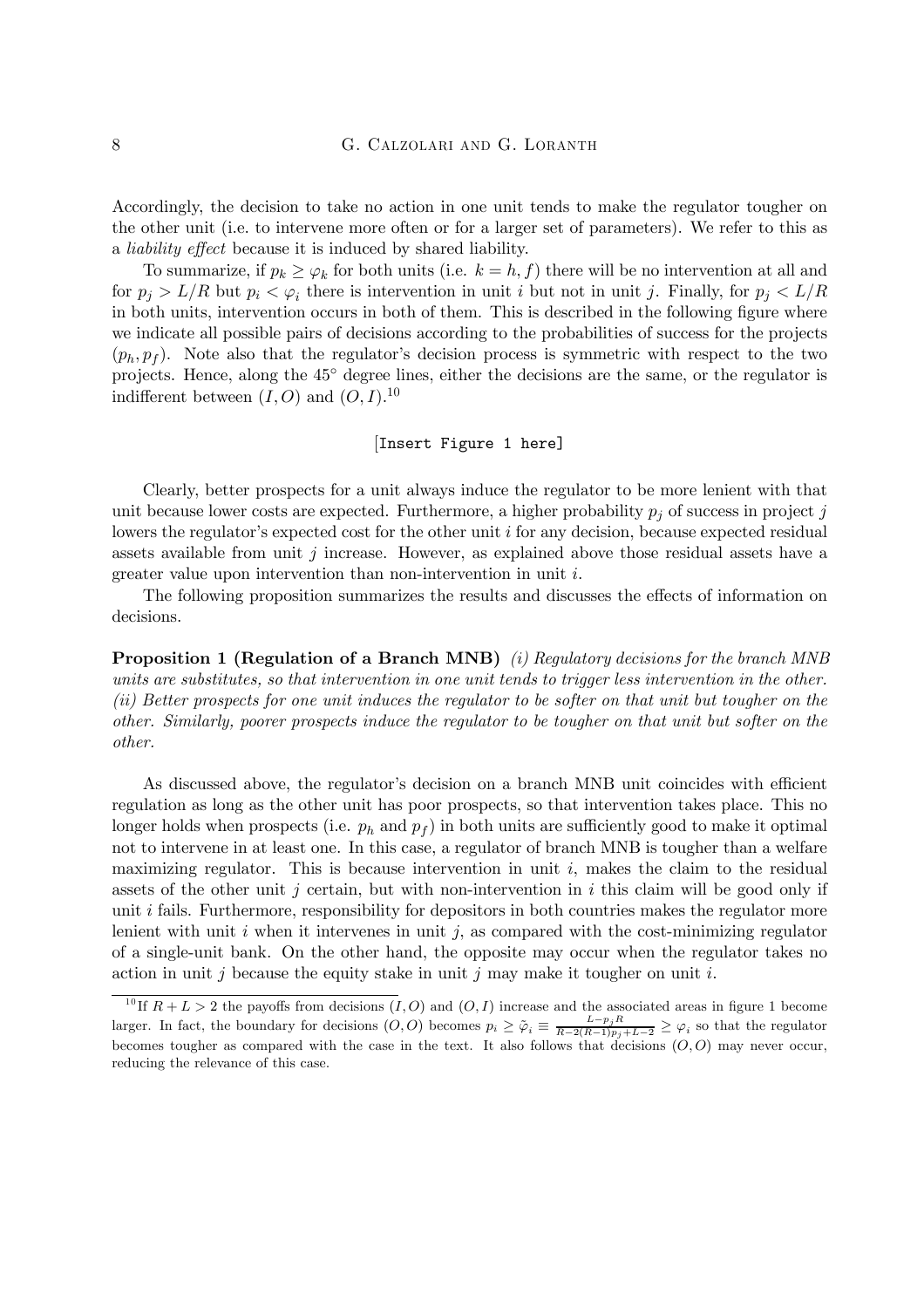Accordingly, the decision to take no action in one unit tends to make the regulator tougher on the other unit (i.e. to intervene more often or for a larger set of parameters). We refer to this as a *liability effect* because it is induced by shared liability.

To summarize, if $p_k \geq \varphi_k$ for both units (i.e. $k = h, f$) there will be no intervention at all and for $p_j > L/R$ but $p_i < \varphi_i$ there is intervention in unit $i$ but not in unit $j$. Finally, for $p_j < L/R$ in both units, intervention occurs in both of them. This is described in the following figure where we indicate all possible pairs of decisions according to the probabilities of success for the projects $(p_h, p_f)$. Note also that the regulator's decision process is symmetric with respect to the two projects. Hence, along the 45° degree lines, either the decisions are the same, or the regulator is indifferent between $(I, O)$ and $(O, I)$.[10]

[Insert Figure 1 here]

Clearly, better prospects for a unit always induce the regulator to be more lenient with that unit because lower costs are expected. Furthermore, a higher probability $p_j$ of success in project $j$ lowers the regulator's expected cost for the other unit $i$ for any decision, because expected residual assets available from unit $j$ increase. However, as explained above those residual assets have a greater value upon intervention than non-intervention in unit $i$.

The following proposition summarizes the results and discusses the effects of information on decisions.

**Proposition 1 (Regulation of a Branch MNB)** *(i) Regulatory decisions for the branch MNB units are substitutes, so that intervention in one unit tends to trigger less intervention in the other. (ii) Better prospects for one unit induces the regulator to be softer on that unit but tougher on the other. Similarly, poorer prospects induce the regulator to be tougher on that unit but softer on the other.*

As discussed above, the regulator's decision on a branch MNB unit coincides with efficient regulation as long as the other unit has poor prospects, so that intervention takes place. This no longer holds when prospects (i.e. $p_h$ and $p_f$) in both units are sufficiently good to make it optimal not to intervene in at least one. In this case, a regulator of branch MNB is tougher than a welfare maximizing regulator. This is because intervention in unit $i$, makes the claim to the residual assets of the other unit $j$ certain, but with non-intervention in $i$ this claim will be good only if unit $i$ fails. Furthermore, responsibility for depositors in both countries makes the regulator more lenient with unit $i$ when it intervenes in unit $j$, as compared with the cost-minimizing regulator of a single-unit bank. On the other hand, the opposite may occur when the regulator takes no action in unit $j$ because the equity stake in unit $j$ may make it tougher on unit $i$.

[10] If $R + L > 2$ the payoffs from decisions $(I, O)$ and $(O, I)$ increase and the associated areas in figure 1 become larger. In fact, the boundary for decisions $(O, O)$ becomes $p_i \geq \tilde{\varphi}_i \equiv \frac{L - p_j R}{R - 2(R-1)p_j + L - 2} \geq \varphi_i$ so that the regulator becomes tougher as compared with the case in the text. It also follows that decisions $(O, O)$ may never occur, reducing the relevance of this case.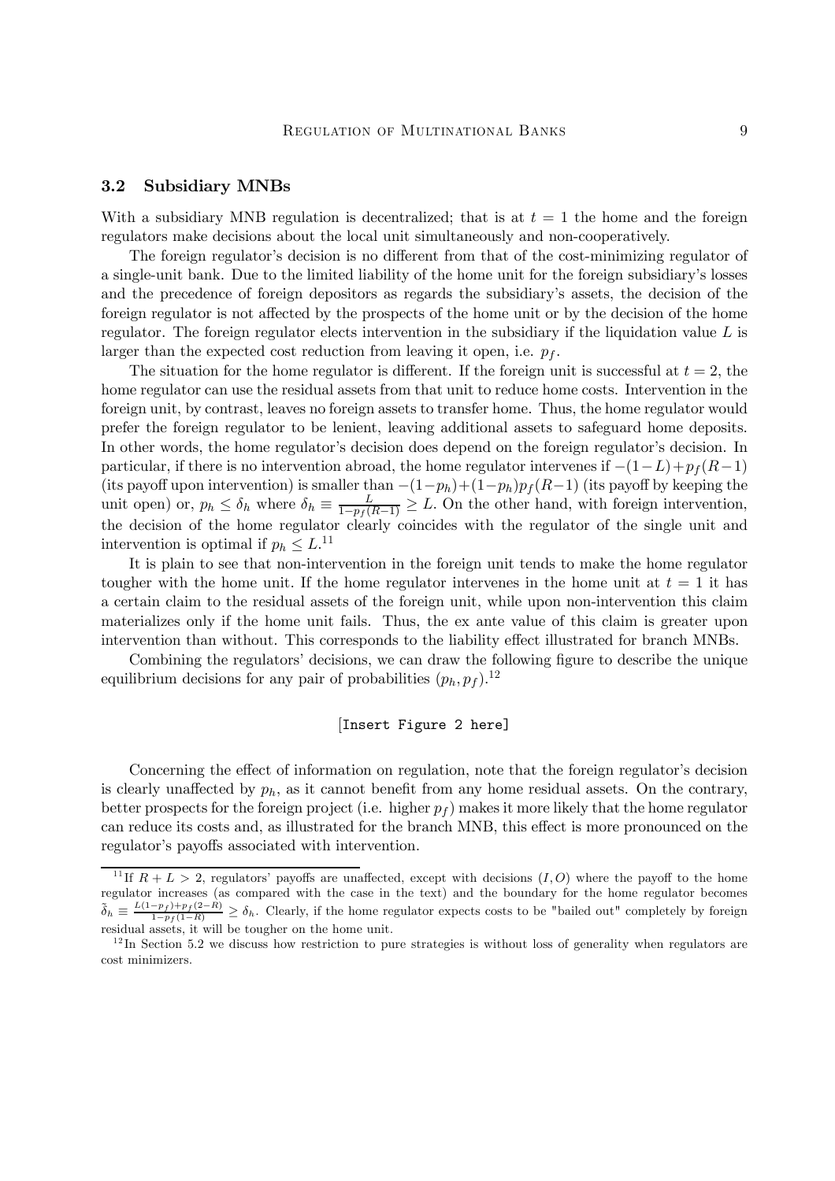### 3.2 Subsidiary MNBs

With a subsidiary MNB regulation is decentralized; that is at $t = 1$ the home and the foreign regulators make decisions about the local unit simultaneously and non-cooperatively.

The foreign regulator's decision is no different from that of the cost-minimizing regulator of a single-unit bank. Due to the limited liability of the home unit for the foreign subsidiary's losses and the precedence of foreign depositors as regards the subsidiary's assets, the decision of the foreign regulator is not affected by the prospects of the home unit or by the decision of the home regulator. The foreign regulator elects intervention in the subsidiary if the liquidation value $L$ is larger than the expected cost reduction from leaving it open, i.e. $p_f$.

The situation for the home regulator is different. If the foreign unit is successful at $t = 2$, the home regulator can use the residual assets from that unit to reduce home costs. Intervention in the foreign unit, by contrast, leaves no foreign assets to transfer home. Thus, the home regulator would prefer the foreign regulator to be lenient, leaving additional assets to safeguard home deposits. In other words, the home regulator's decision does depend on the foreign regulator's decision. In particular, if there is no intervention abroad, the home regulator intervenes if $-(1-L)+p_f(R-1)$ (its payoff upon intervention) is smaller than $-(1-p_h)+(1-p_h)p_f(R-1)$ (its payoff by keeping the unit open) or, $p_h \leq \delta_h$ where $\delta_h \equiv \frac{L}{1-p_f(R-1)} \geq L$. On the other hand, with foreign intervention, the decision of the home regulator clearly coincides with the regulator of the single unit and intervention is optimal if $p_h \leq L$.[11]

It is plain to see that non-intervention in the foreign unit tends to make the home regulator tougher with the home unit. If the home regulator intervenes in the home unit at $t = 1$ it has a certain claim to the residual assets of the foreign unit, while upon non-intervention this claim materializes only if the home unit fails. Thus, the ex ante value of this claim is greater upon intervention than without. This corresponds to the liability effect illustrated for branch MNBs.

Combining the regulators' decisions, we can draw the following figure to describe the unique equilibrium decisions for any pair of probabilities $(p_h, p_f)$.[12]

[Insert Figure 2 here]

Concerning the effect of information on regulation, note that the foreign regulator's decision is clearly unaffected by $p_h$, as it cannot benefit from any home residual assets. On the contrary, better prospects for the foreign project (i.e. higher $p_f$) makes it more likely that the home regulator can reduce its costs and, as illustrated for the branch MNB, this effect is more pronounced on the regulator's payoffs associated with intervention.

---

[11] If $R + L > 2$, regulators' payoffs are unaffected, except with decisions $(I, O)$ where the payoff to the home regulator increases (as compared with the case in the text) and the boundary for the home regulator becomes $\tilde{\delta}_h \equiv \frac{L(1-p_f)+p_f(2-R)}{1-p_f(1-R)} \geq \delta_h$. Clearly, if the home regulator expects costs to be "bailed out" completely by foreign residual assets, it will be tougher on the home unit.

[12] In Section 5.2 we discuss how restriction to pure strategies is without loss of generality when regulators are cost minimizers.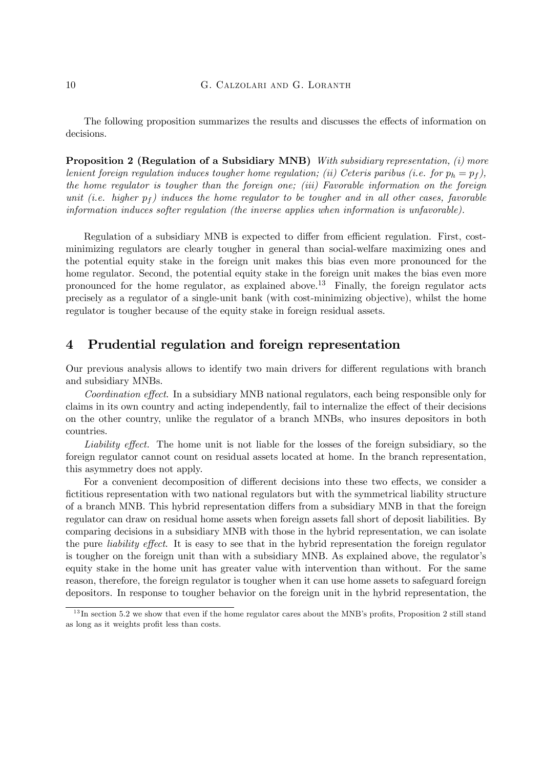The following proposition summarizes the results and discusses the effects of information on decisions.

**Proposition 2 (Regulation of a Subsidiary MNB)** *With subsidiary representation, (i) more lenient foreign regulation induces tougher home regulation; (ii) Ceteris paribus (i.e. for $p_h = p_f$), the home regulator is tougher than the foreign one; (iii) Favorable information on the foreign unit (i.e. higher $p_f$) induces the home regulator to be tougher and in all other cases, favorable information induces softer regulation (the inverse applies when information is unfavorable).*

Regulation of a subsidiary MNB is expected to differ from efficient regulation. First, cost-minimizing regulators are clearly tougher in general than social-welfare maximizing ones and the potential equity stake in the foreign unit makes this bias even more pronounced for the home regulator. Second, the potential equity stake in the foreign unit makes the bias even more pronounced for the home regulator, as explained above.[13] Finally, the foreign regulator acts precisely as a regulator of a single-unit bank (with cost-minimizing objective), whilst the home regulator is tougher because of the equity stake in foreign residual assets.

## 4 Prudential regulation and foreign representation

Our previous analysis allows to identify two main drivers for different regulations with branch and subsidiary MNBs.

*Coordination effect*. In a subsidiary MNB national regulators, each being responsible only for claims in its own country and acting independently, fail to internalize the effect of their decisions on the other country, unlike the regulator of a branch MNBs, who insures depositors in both countries.

*Liability effect*. The home unit is not liable for the losses of the foreign subsidiary, so the foreign regulator cannot count on residual assets located at home. In the branch representation, this asymmetry does not apply.

For a convenient decomposition of different decisions into these two effects, we consider a fictitious representation with two national regulators but with the symmetrical liability structure of a branch MNB. This hybrid representation differs from a subsidiary MNB in that the foreign regulator can draw on residual home assets when foreign assets fall short of deposit liabilities. By comparing decisions in a subsidiary MNB with those in the hybrid representation, we can isolate the pure *liability effect*. It is easy to see that in the hybrid representation the foreign regulator is tougher on the foreign unit than with a subsidiary MNB. As explained above, the regulator's equity stake in the home unit has greater value with intervention than without. For the same reason, therefore, the foreign regulator is tougher when it can use home assets to safeguard foreign depositors. In response to tougher behavior on the foreign unit in the hybrid representation, the

[13] In section 5.2 we show that even if the home regulator cares about the MNB's profits, Proposition 2 still stand as long as it weights profit less than costs.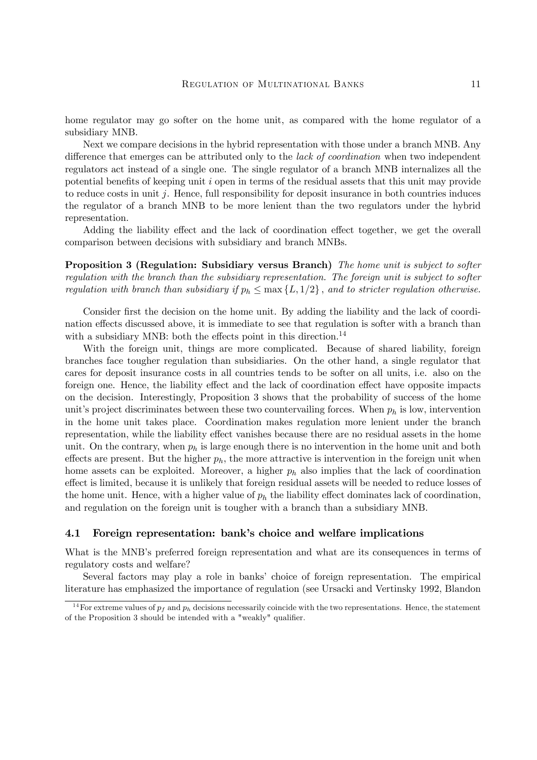home regulator may go softer on the home unit, as compared with the home regulator of a subsidiary MNB.

Next we compare decisions in the hybrid representation with those under a branch MNB. Any difference that emerges can be attributed only to the *lack of coordination* when two independent regulators act instead of a single one. The single regulator of a branch MNB internalizes all the potential benefits of keeping unit $i$ open in terms of the residual assets that this unit may provide to reduce costs in unit $j$. Hence, full responsibility for deposit insurance in both countries induces the regulator of a branch MNB to be more lenient than the two regulators under the hybrid representation.

Adding the liability effect and the lack of coordination effect together, we get the overall comparison between decisions with subsidiary and branch MNBs.

**Proposition 3 (Regulation: Subsidiary versus Branch)** *The home unit is subject to softer regulation with the branch than the subsidiary representation. The foreign unit is subject to softer regulation with branch than subsidiary if* $p_h \leq \max\{L, 1/2\}$, *and to stricter regulation otherwise.*

Consider first the decision on the home unit. By adding the liability and the lack of coordination effects discussed above, it is immediate to see that regulation is softer with a branch than with a subsidiary MNB: both the effects point in this direction.[14]

With the foreign unit, things are more complicated. Because of shared liability, foreign branches face tougher regulation than subsidiaries. On the other hand, a single regulator that cares for deposit insurance costs in all countries tends to be softer on all units, i.e. also on the foreign one. Hence, the liability effect and the lack of coordination effect have opposite impacts on the decision. Interestingly, Proposition 3 shows that the probability of success of the home unit's project discriminates between these two countervailing forces. When $p_h$ is low, intervention in the home unit takes place. Coordination makes regulation more lenient under the branch representation, while the liability effect vanishes because there are no residual assets in the home unit. On the contrary, when $p_h$ is large enough there is no intervention in the home unit and both effects are present. But the higher $p_h$, the more attractive is intervention in the foreign unit when home assets can be exploited. Moreover, a higher $p_h$ also implies that the lack of coordination effect is limited, because it is unlikely that foreign residual assets will be needed to reduce losses of the home unit. Hence, with a higher value of $p_h$ the liability effect dominates lack of coordination, and regulation on the foreign unit is tougher with a branch than a subsidiary MNB.

### 4.1 Foreign representation: bank's choice and welfare implications

What is the MNB's preferred foreign representation and what are its consequences in terms of regulatory costs and welfare?

Several factors may play a role in banks' choice of foreign representation. The empirical literature has emphasized the importance of regulation (see Ursacki and Vertinsky 1992, Blandon

[14] For extreme values of $p_f$ and $p_h$ decisions necessarily coincide with the two representations. Hence, the statement of the Proposition 3 should be intended with a "weakly" qualifier.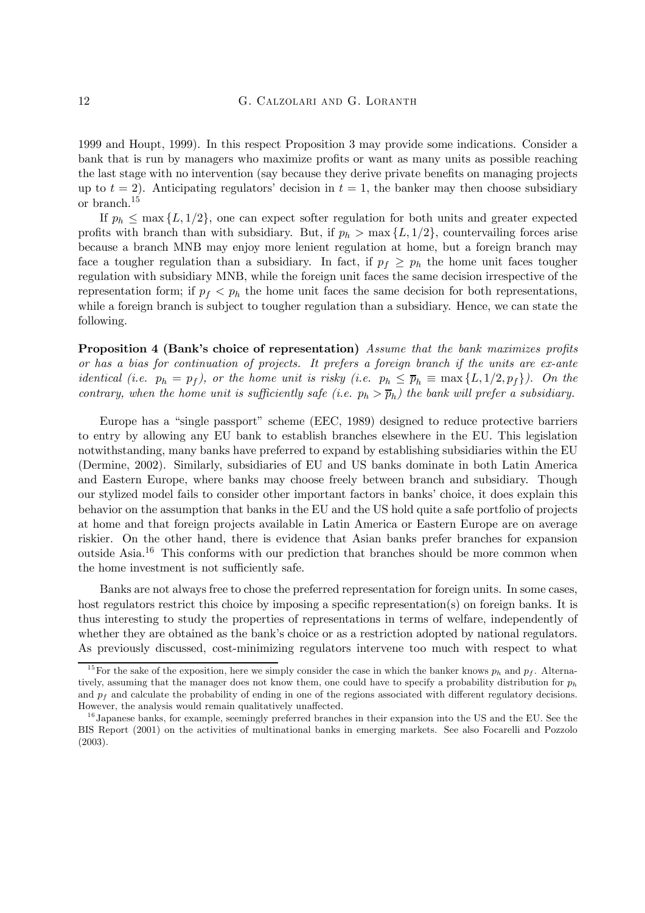1999 and Houpt, 1999). In this respect Proposition 3 may provide some indications. Consider a bank that is run by managers who maximize profits or want as many units as possible reaching the last stage with no intervention (say because they derive private benefits on managing projects up to $t = 2$). Anticipating regulators' decision in $t = 1$, the banker may then choose subsidiary or branch.[15]

If $p_h \leq \max\{L, 1/2\}$, one can expect softer regulation for both units and greater expected profits with branch than with subsidiary. But, if $p_h > \max\{L, 1/2\}$, countervailing forces arise because a branch MNB may enjoy more lenient regulation at home, but a foreign branch may face a tougher regulation than a subsidiary. In fact, if $p_f \geq p_h$ the home unit faces tougher regulation with subsidiary MNB, while the foreign unit faces the same decision irrespective of the representation form; if $p_f < p_h$ the home unit faces the same decision for both representations, while a foreign branch is subject to tougher regulation than a subsidiary. Hence, we can state the following.

**Proposition 4 (Bank's choice of representation)** *Assume that the bank maximizes profits or has a bias for continuation of projects. It prefers a foreign branch if the units are ex-ante identical (i.e. $p_h = p_f$), or the home unit is risky (i.e. $p_h \leq \overline{p}_h \equiv \max\{L, 1/2, p_f\}$). On the contrary, when the home unit is sufficiently safe (i.e. $p_h > \overline{p}_h$) the bank will prefer a subsidiary.*

Europe has a "single passport" scheme (EEC, 1989) designed to reduce protective barriers to entry by allowing any EU bank to establish branches elsewhere in the EU. This legislation notwithstanding, many banks have preferred to expand by establishing subsidiaries within the EU (Dermine, 2002). Similarly, subsidiaries of EU and US banks dominate in both Latin America and Eastern Europe, where banks may choose freely between branch and subsidiary. Though our stylized model fails to consider other important factors in banks' choice, it does explain this behavior on the assumption that banks in the EU and the US hold quite a safe portfolio of projects at home and that foreign projects available in Latin America or Eastern Europe are on average riskier. On the other hand, there is evidence that Asian banks prefer branches for expansion outside Asia.[16] This conforms with our prediction that branches should be more common when the home investment is not sufficiently safe.

Banks are not always free to chose the preferred representation for foreign units. In some cases, host regulators restrict this choice by imposing a specific representation(s) on foreign banks. It is thus interesting to study the properties of representations in terms of welfare, independently of whether they are obtained as the bank's choice or as a restriction adopted by national regulators. As previously discussed, cost-minimizing regulators intervene too much with respect to what

[15] For the sake of the exposition, here we simply consider the case in which the banker knows $p_h$ and $p_f$. Alternatively, assuming that the manager does not know them, one could have to specify a probability distribution for $p_h$ and $p_f$ and calculate the probability of ending in one of the regions associated with different regulatory decisions. However, the analysis would remain qualitatively unaffected.

[16] Japanese banks, for example, seemingly preferred branches in their expansion into the US and the EU. See the BIS Report (2001) on the activities of multinational banks in emerging markets. See also Focarelli and Pozzolo (2003).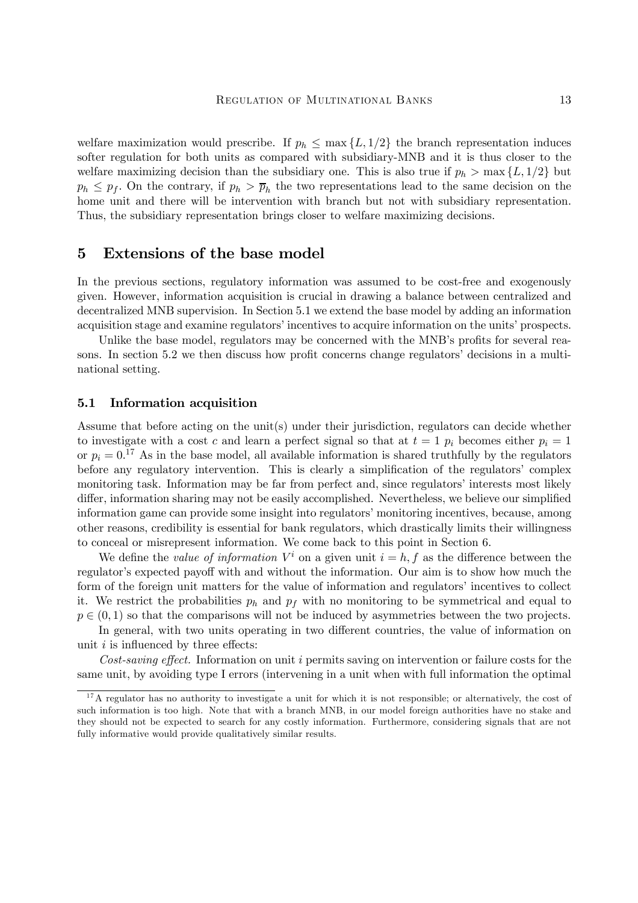welfare maximization would prescribe. If $p_h \leq \max\{L, 1/2\}$ the branch representation induces softer regulation for both units as compared with subsidiary-MNB and it is thus closer to the welfare maximizing decision than the subsidiary one. This is also true if $p_h > \max\{L, 1/2\}$ but $p_h \leq p_f$. On the contrary, if $p_h > \overline{p}_h$ the two representations lead to the same decision on the home unit and there will be intervention with branch but not with subsidiary representation. Thus, the subsidiary representation brings closer to welfare maximizing decisions.

## 5 Extensions of the base model

In the previous sections, regulatory information was assumed to be cost-free and exogenously given. However, information acquisition is crucial in drawing a balance between centralized and decentralized MNB supervision. In Section 5.1 we extend the base model by adding an information acquisition stage and examine regulators' incentives to acquire information on the units' prospects.

Unlike the base model, regulators may be concerned with the MNB's profits for several reasons. In section 5.2 we then discuss how profit concerns change regulators' decisions in a multinational setting.

### 5.1 Information acquisition

Assume that before acting on the unit(s) under their jurisdiction, regulators can decide whether to investigate with a cost $c$ and learn a perfect signal so that at $t = 1$ $p_i$ becomes either $p_i = 1$ or $p_i = 0$.[17] As in the base model, all available information is shared truthfully by the regulators before any regulatory intervention. This is clearly a simplification of the regulators' complex monitoring task. Information may be far from perfect and, since regulators' interests most likely differ, information sharing may not be easily accomplished. Nevertheless, we believe our simplified information game can provide some insight into regulators' monitoring incentives, because, among other reasons, credibility is essential for bank regulators, which drastically limits their willingness to conceal or misrepresent information. We come back to this point in Section 6.

We define the *value of information* $V^i$ on a given unit $i = h, f$ as the difference between the regulator's expected payoff with and without the information. Our aim is to show how much the form of the foreign unit matters for the value of information and regulators' incentives to collect it. We restrict the probabilities $p_h$ and $p_f$ with no monitoring to be symmetrical and equal to $p \in (0, 1)$ so that the comparisons will not be induced by asymmetries between the two projects.

In general, with two units operating in two different countries, the value of information on unit $i$ is influenced by three effects:

*Cost-saving effect.* Information on unit $i$ permits saving on intervention or failure costs for the same unit, by avoiding type I errors (intervening in a unit when with full information the optimal

[17] A regulator has no authority to investigate a unit for which it is not responsible; or alternatively, the cost of such information is too high. Note that with a branch MNB, in our model foreign authorities have no stake and they should not be expected to search for any costly information. Furthermore, considering signals that are not fully informative would provide qualitatively similar results.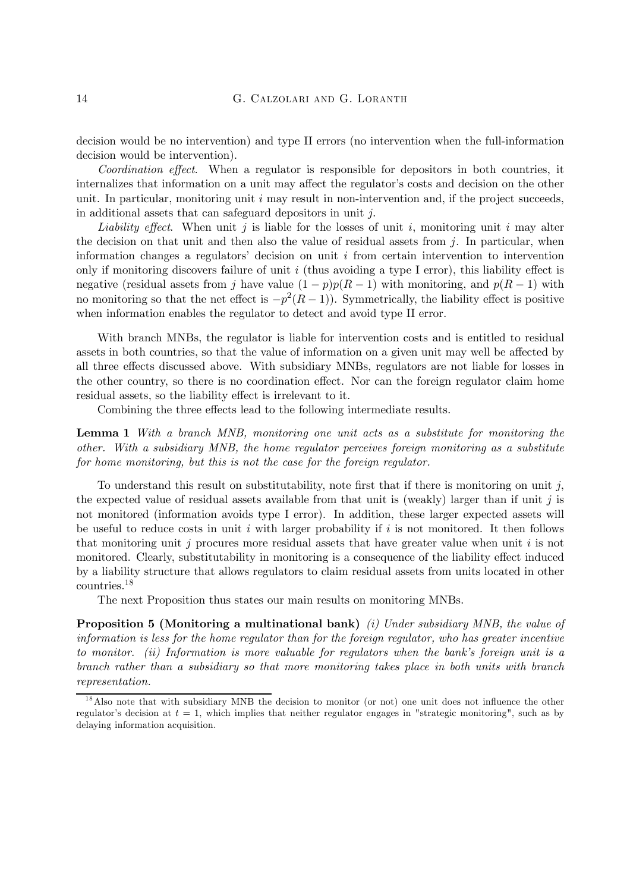decision would be no intervention) and type II errors (no intervention when the full-information decision would be intervention).

*Coordination effect*. When a regulator is responsible for depositors in both countries, it internalizes that information on a unit may affect the regulator's costs and decision on the other unit. In particular, monitoring unit $i$ may result in non-intervention and, if the project succeeds, in additional assets that can safeguard depositors in unit $j$.

*Liability effect*. When unit $j$ is liable for the losses of unit $i$, monitoring unit $i$ may alter the decision on that unit and then also the value of residual assets from $j$. In particular, when information changes a regulators' decision on unit $i$ from certain intervention to intervention only if monitoring discovers failure of unit $i$ (thus avoiding a type I error), this liability effect is negative (residual assets from $j$ have value $(1-p)p(R-1)$ with monitoring, and $p(R-1)$ with no monitoring so that the net effect is $-p^2(R-1)$). Symmetrically, the liability effect is positive when information enables the regulator to detect and avoid type II error.

With branch MNBs, the regulator is liable for intervention costs and is entitled to residual assets in both countries, so that the value of information on a given unit may well be affected by all three effects discussed above. With subsidiary MNBs, regulators are not liable for losses in the other country, so there is no coordination effect. Nor can the foreign regulator claim home residual assets, so the liability effect is irrelevant to it.

Combining the three effects lead to the following intermediate results.

**Lemma 1** *With a branch MNB, monitoring one unit acts as a substitute for monitoring the other. With a subsidiary MNB, the home regulator perceives foreign monitoring as a substitute for home monitoring, but this is not the case for the foreign regulator.*

To understand this result on substitutability, note first that if there is monitoring on unit $j$, the expected value of residual assets available from that unit is (weakly) larger than if unit $j$ is not monitored (information avoids type I error). In addition, these larger expected assets will be useful to reduce costs in unit $i$ with larger probability if $i$ is not monitored. It then follows that monitoring unit $j$ procures more residual assets that have greater value when unit $i$ is not monitored. Clearly, substitutability in monitoring is a consequence of the liability effect induced by a liability structure that allows regulators to claim residual assets from units located in other countries.[18]

The next Proposition thus states our main results on monitoring MNBs.

**Proposition 5 (Monitoring a multinational bank)** *(i) Under subsidiary MNB, the value of information is less for the home regulator than for the foreign regulator, who has greater incentive to monitor. (ii) Information is more valuable for regulators when the bank's foreign unit is a branch rather than a subsidiary so that more monitoring takes place in both units with branch representation.*

[18] Also note that with subsidiary MNB the decision to monitor (or not) one unit does not influence the other regulator's decision at $t = 1$, which implies that neither regulator engages in "strategic monitoring", such as by delaying information acquisition.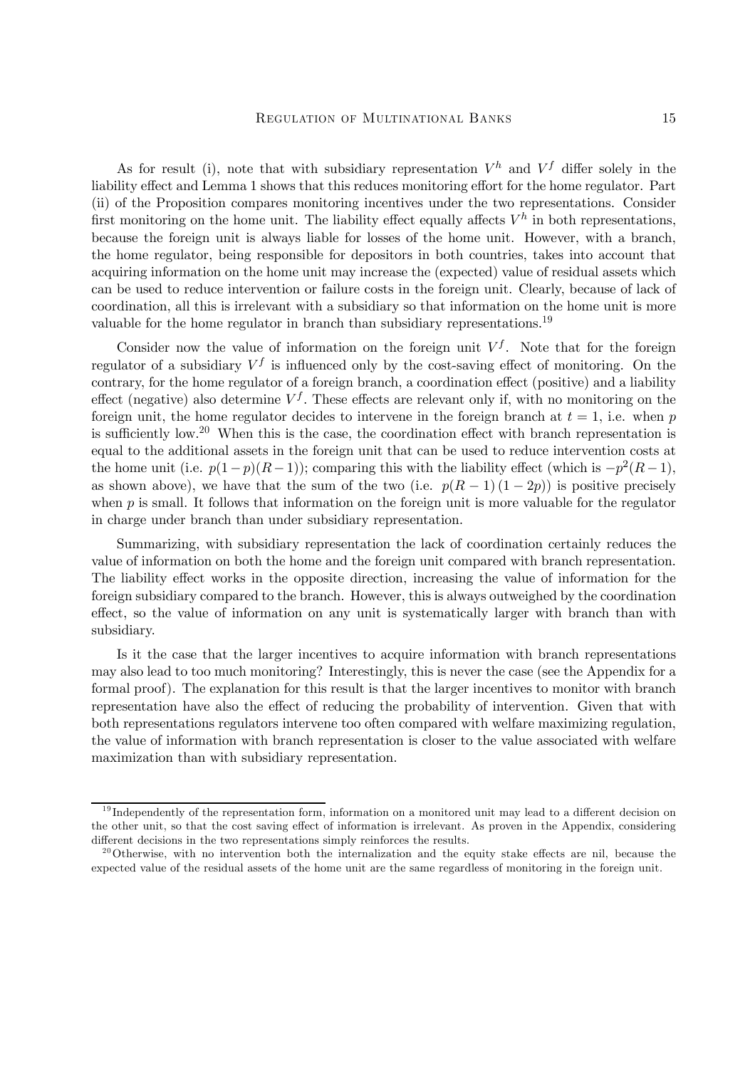As for result (i), note that with subsidiary representation $V^h$ and $V^f$ differ solely in the liability effect and Lemma 1 shows that this reduces monitoring effort for the home regulator. Part (ii) of the Proposition compares monitoring incentives under the two representations. Consider first monitoring on the home unit. The liability effect equally affects $V^h$ in both representations, because the foreign unit is always liable for losses of the home unit. However, with a branch, the home regulator, being responsible for depositors in both countries, takes into account that acquiring information on the home unit may increase the (expected) value of residual assets which can be used to reduce intervention or failure costs in the foreign unit. Clearly, because of lack of coordination, all this is irrelevant with a subsidiary so that information on the home unit is more valuable for the home regulator in branch than subsidiary representations.[19]

Consider now the value of information on the foreign unit $V^f$. Note that for the foreign regulator of a subsidiary $V^f$ is influenced only by the cost-saving effect of monitoring. On the contrary, for the home regulator of a foreign branch, a coordination effect (positive) and a liability effect (negative) also determine $V^f$. These effects are relevant only if, with no monitoring on the foreign unit, the home regulator decides to intervene in the foreign branch at $t = 1$, i.e. when $p$ is sufficiently low.[20] When this is the case, the coordination effect with branch representation is equal to the additional assets in the foreign unit that can be used to reduce intervention costs at the home unit (i.e. $p(1-p)(R-1)$); comparing this with the liability effect (which is $-p^2(R-1)$, as shown above), we have that the sum of the two (i.e. $p(R-1)(1-2p)$) is positive precisely when $p$ is small. It follows that information on the foreign unit is more valuable for the regulator in charge under branch than under subsidiary representation.

Summarizing, with subsidiary representation the lack of coordination certainly reduces the value of information on both the home and the foreign unit compared with branch representation. The liability effect works in the opposite direction, increasing the value of information for the foreign subsidiary compared to the branch. However, this is always outweighed by the coordination effect, so the value of information on any unit is systematically larger with branch than with subsidiary.

Is it the case that the larger incentives to acquire information with branch representations may also lead to too much monitoring? Interestingly, this is never the case (see the Appendix for a formal proof). The explanation for this result is that the larger incentives to monitor with branch representation have also the effect of reducing the probability of intervention. Given that with both representations regulators intervene too often compared with welfare maximizing regulation, the value of information with branch representation is closer to the value associated with welfare maximization than with subsidiary representation.

[19] Independently of the representation form, information on a monitored unit may lead to a different decision on the other unit, so that the cost saving effect of information is irrelevant. As proven in the Appendix, considering different decisions in the two representations simply reinforces the results.

[20] Otherwise, with no intervention both the internalization and the equity stake effects are nil, because the expected value of the residual assets of the home unit are the same regardless of monitoring in the foreign unit.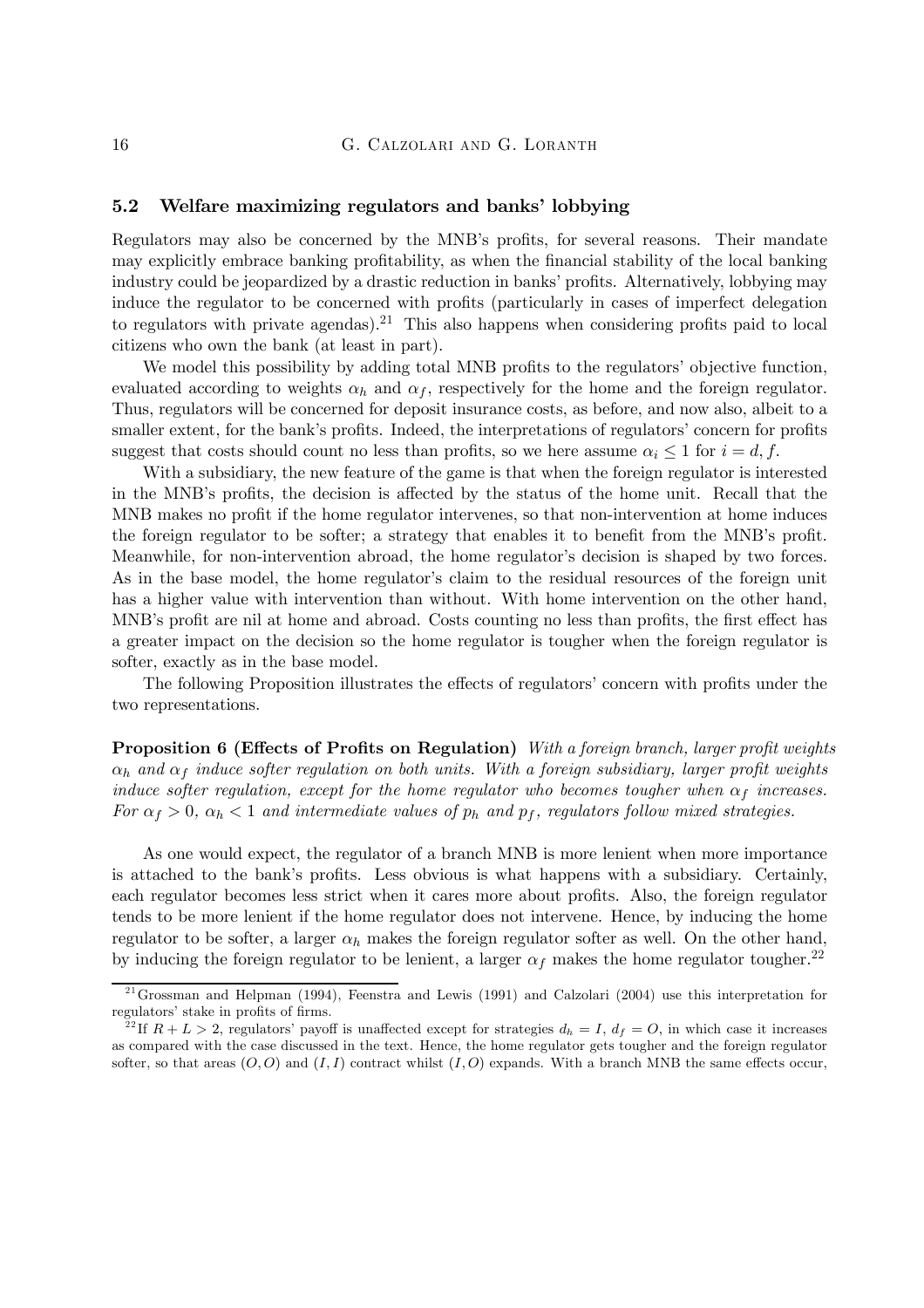### 5.2 Welfare maximizing regulators and banks' lobbying

Regulators may also be concerned by the MNB's profits, for several reasons. Their mandate may explicitly embrace banking profitability, as when the financial stability of the local banking industry could be jeopardized by a drastic reduction in banks' profits. Alternatively, lobbying may induce the regulator to be concerned with profits (particularly in cases of imperfect delegation to regulators with private agendas).[21] This also happens when considering profits paid to local citizens who own the bank (at least in part).

We model this possibility by adding total MNB profits to the regulators' objective function, evaluated according to weights $\alpha_h$ and $\alpha_f$, respectively for the home and the foreign regulator. Thus, regulators will be concerned for deposit insurance costs, as before, and now also, albeit to a smaller extent, for the bank's profits. Indeed, the interpretations of regulators' concern for profits suggest that costs should count no less than profits, so we here assume $\alpha_i \leq 1$ for $i = d, f$.

With a subsidiary, the new feature of the game is that when the foreign regulator is interested in the MNB's profits, the decision is affected by the status of the home unit. Recall that the MNB makes no profit if the home regulator intervenes, so that non-intervention at home induces the foreign regulator to be softer; a strategy that enables it to benefit from the MNB's profit. Meanwhile, for non-intervention abroad, the home regulator's decision is shaped by two forces. As in the base model, the home regulator's claim to the residual resources of the foreign unit has a higher value with intervention than without. With home intervention on the other hand, MNB's profit are nil at home and abroad. Costs counting no less than profits, the first effect has a greater impact on the decision so the home regulator is tougher when the foreign regulator is softer, exactly as in the base model.

The following Proposition illustrates the effects of regulators' concern with profits under the two representations.

**Proposition 6 (Effects of Profits on Regulation)** *With a foreign branch, larger profit weights $\alpha_h$ and $\alpha_f$ induce softer regulation on both units. With a foreign subsidiary, larger profit weights induce softer regulation, except for the home regulator who becomes tougher when $\alpha_f$ increases. For $\alpha_f > 0$, $\alpha_h < 1$ and intermediate values of $p_h$ and $p_f$, regulators follow mixed strategies.*

As one would expect, the regulator of a branch MNB is more lenient when more importance is attached to the bank's profits. Less obvious is what happens with a subsidiary. Certainly, each regulator becomes less strict when it cares more about profits. Also, the foreign regulator tends to be more lenient if the home regulator does not intervene. Hence, by inducing the home regulator to be softer, a larger $\alpha_h$ makes the foreign regulator softer as well. On the other hand, by inducing the foreign regulator to be lenient, a larger $\alpha_f$ makes the home regulator tougher.[22]

---

[21] Grossman and Helpman (1994), Feenstra and Lewis (1991) and Calzolari (2004) use this interpretation for regulators' stake in profits of firms.

[22] If $R + L > 2$, regulators' payoff is unaffected except for strategies $d_h = I$, $d_f = O$, in which case it increases as compared with the case discussed in the text. Hence, the home regulator gets tougher and the foreign regulator softer, so that areas $(O, O)$ and $(I, I)$ contract whilst $(I, O)$ expands. With a branch MNB the same effects occur,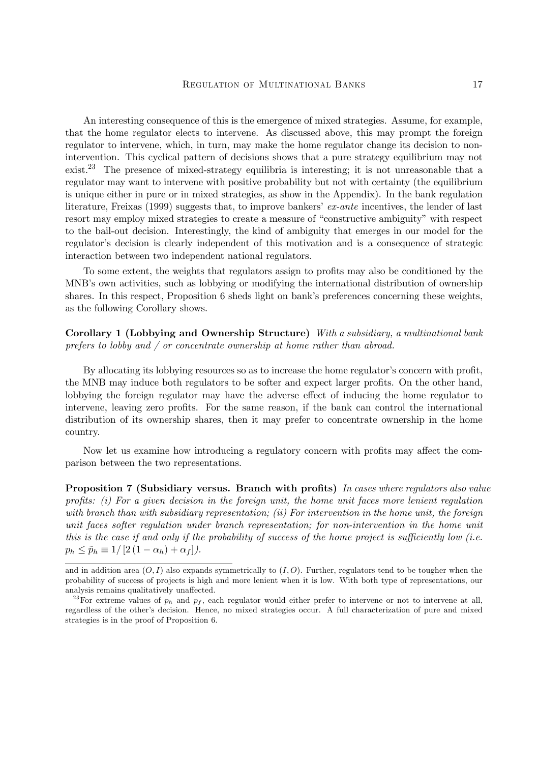An interesting consequence of this is the emergence of mixed strategies. Assume, for example, that the home regulator elects to intervene. As discussed above, this may prompt the foreign regulator to intervene, which, in turn, may make the home regulator change its decision to non-intervention. This cyclical pattern of decisions shows that a pure strategy equilibrium may not exist.[23] The presence of mixed-strategy equilibria is interesting; it is not unreasonable that a regulator may want to intervene with positive probability but not with certainty (the equilibrium is unique either in pure or in mixed strategies, as show in the Appendix). In the bank regulation literature, Freixas (1999) suggests that, to improve bankers' *ex-ante* incentives, the lender of last resort may employ mixed strategies to create a measure of "constructive ambiguity" with respect to the bail-out decision. Interestingly, the kind of ambiguity that emerges in our model for the regulator's decision is clearly independent of this motivation and is a consequence of strategic interaction between two independent national regulators.

To some extent, the weights that regulators assign to profits may also be conditioned by the MNB's own activities, such as lobbying or modifying the international distribution of ownership shares. In this respect, Proposition 6 sheds light on bank's preferences concerning these weights, as the following Corollary shows.

**Corollary 1 (Lobbying and Ownership Structure)** *With a subsidiary, a multinational bank prefers to lobby and / or concentrate ownership at home rather than abroad.*

By allocating its lobbying resources so as to increase the home regulator's concern with profit, the MNB may induce both regulators to be softer and expect larger profits. On the other hand, lobbying the foreign regulator may have the adverse effect of inducing the home regulator to intervene, leaving zero profits. For the same reason, if the bank can control the international distribution of its ownership shares, then it may prefer to concentrate ownership in the home country.

Now let us examine how introducing a regulatory concern with profits may affect the comparison between the two representations.

**Proposition 7 (Subsidiary versus. Branch with profits)** *In cases where regulators also value profits: (i) For a given decision in the foreign unit, the home unit faces more lenient regulation with branch than with subsidiary representation; (ii) For intervention in the home unit, the foreign unit faces softer regulation under branch representation; for non-intervention in the home unit this is the case if and only if the probability of success of the home project is sufficiently low (i.e.* $p_h \leq \tilde{p}_h \equiv 1/\left[2\left(1-\alpha_h\right)+\alpha_f\right]$*).*

---

and in addition area $(O, I)$ also expands symmetrically to $(I, O)$. Further, regulators tend to be tougher when the probability of success of projects is high and more lenient when it is low. With both type of representations, our analysis remains qualitatively unaffected.

[23] For extreme values of $p_h$ and $p_f$, each regulator would either prefer to intervene or not to intervene at all, regardless of the other's decision. Hence, no mixed strategies occur. A full characterization of pure and mixed strategies is in the proof of Proposition 6.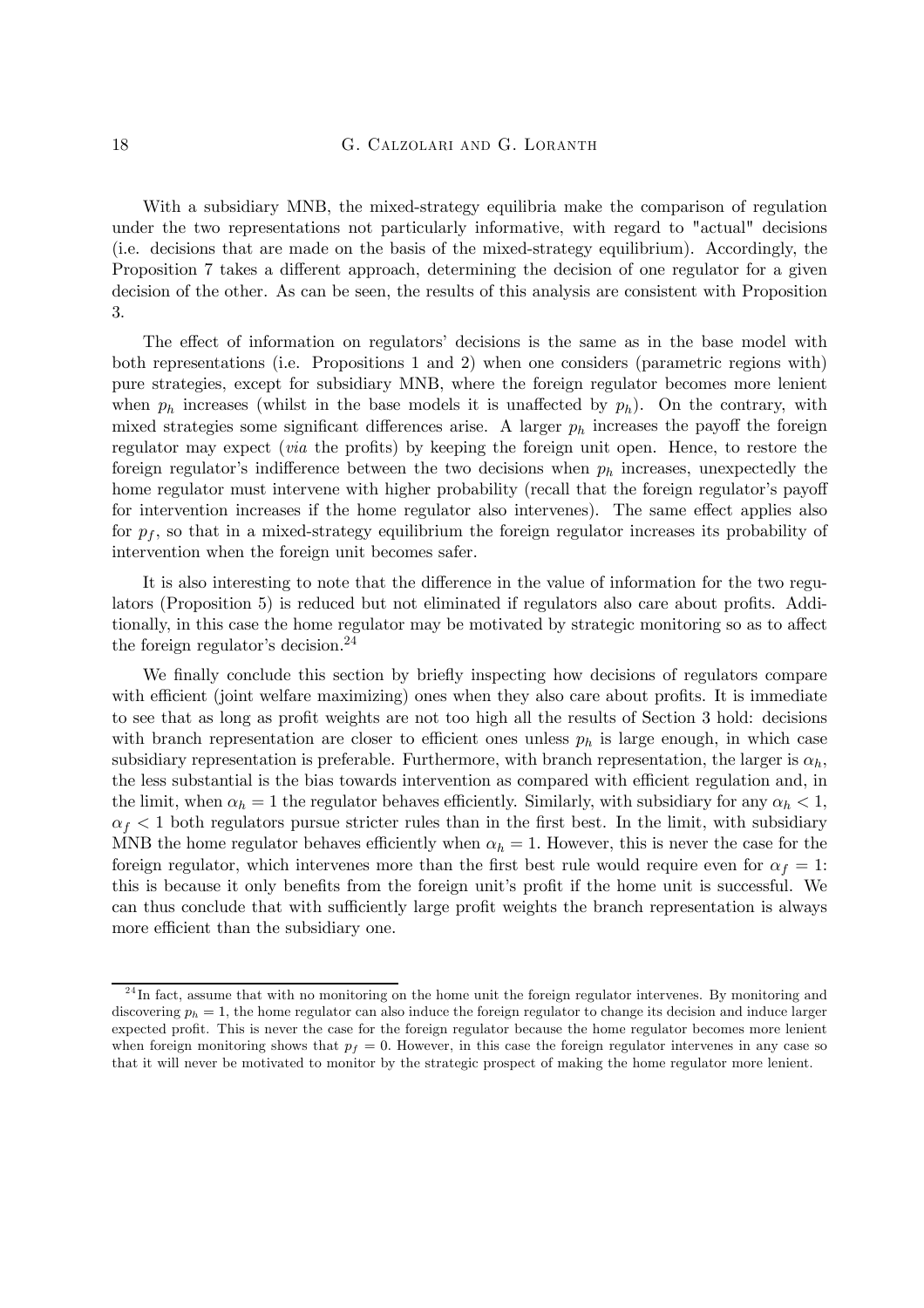With a subsidiary MNB, the mixed-strategy equilibria make the comparison of regulation under the two representations not particularly informative, with regard to "actual" decisions (i.e. decisions that are made on the basis of the mixed-strategy equilibrium). Accordingly, the Proposition 7 takes a different approach, determining the decision of one regulator for a given decision of the other. As can be seen, the results of this analysis are consistent with Proposition 3.

The effect of information on regulators' decisions is the same as in the base model with both representations (i.e. Propositions 1 and 2) when one considers (parametric regions with) pure strategies, except for subsidiary MNB, where the foreign regulator becomes more lenient when $p_h$ increases (whilst in the base models it is unaffected by $p_h$). On the contrary, with mixed strategies some significant differences arise. A larger $p_h$ increases the payoff the foreign regulator may expect (*via* the profits) by keeping the foreign unit open. Hence, to restore the foreign regulator's indifference between the two decisions when $p_h$ increases, unexpectedly the home regulator must intervene with higher probability (recall that the foreign regulator's payoff for intervention increases if the home regulator also intervenes). The same effect applies also for $p_f$, so that in a mixed-strategy equilibrium the foreign regulator increases its probability of intervention when the foreign unit becomes safer.

It is also interesting to note that the difference in the value of information for the two regulators (Proposition 5) is reduced but not eliminated if regulators also care about profits. Additionally, in this case the home regulator may be motivated by strategic monitoring so as to affect the foreign regulator's decision.[24]

We finally conclude this section by briefly inspecting how decisions of regulators compare with efficient (joint welfare maximizing) ones when they also care about profits. It is immediate to see that as long as profit weights are not too high all the results of Section 3 hold: decisions with branch representation are closer to efficient ones unless $p_h$ is large enough, in which case subsidiary representation is preferable. Furthermore, with branch representation, the larger is $\alpha_h$, the less substantial is the bias towards intervention as compared with efficient regulation and, in the limit, when $\alpha_h = 1$ the regulator behaves efficiently. Similarly, with subsidiary for any $\alpha_h < 1$, $\alpha_f < 1$ both regulators pursue stricter rules than in the first best. In the limit, with subsidiary MNB the home regulator behaves efficiently when $\alpha_h = 1$. However, this is never the case for the foreign regulator, which intervenes more than the first best rule would require even for $\alpha_f = 1$: this is because it only benefits from the foreign unit's profit if the home unit is successful. We can thus conclude that with sufficiently large profit weights the branch representation is always more efficient than the subsidiary one.

[24] In fact, assume that with no monitoring on the home unit the foreign regulator intervenes. By monitoring and discovering $p_h = 1$, the home regulator can also induce the foreign regulator to change its decision and induce larger expected profit. This is never the case for the foreign regulator because the home regulator becomes more lenient when foreign monitoring shows that $p_f = 0$. However, in this case the foreign regulator intervenes in any case so that it will never be motivated to monitor by the strategic prospect of making the home regulator more lenient.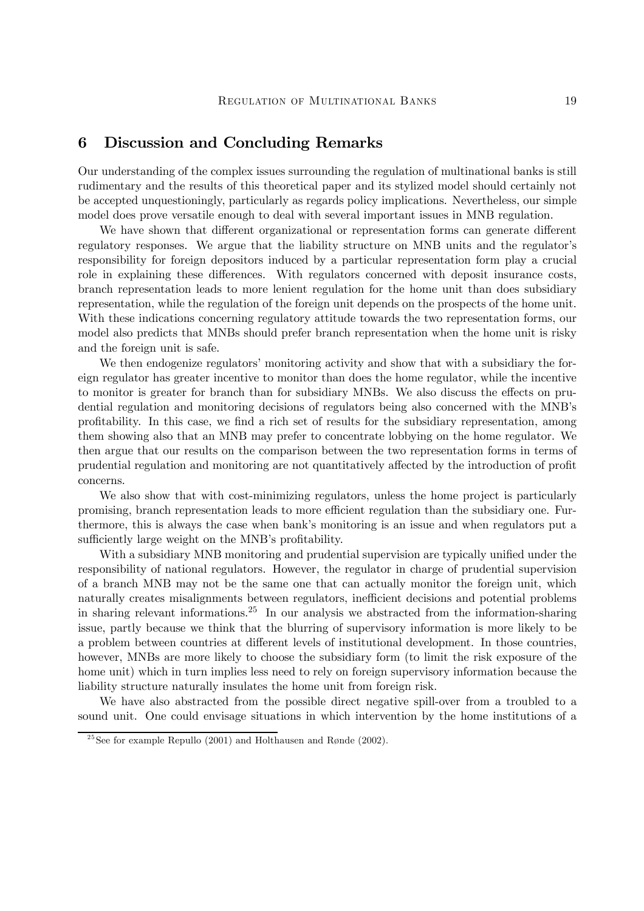## 6 Discussion and Concluding Remarks

Our understanding of the complex issues surrounding the regulation of multinational banks is still rudimentary and the results of this theoretical paper and its stylized model should certainly not be accepted unquestioningly, particularly as regards policy implications. Nevertheless, our simple model does prove versatile enough to deal with several important issues in MNB regulation.

We have shown that different organizational or representation forms can generate different regulatory responses. We argue that the liability structure on MNB units and the regulator's responsibility for foreign depositors induced by a particular representation form play a crucial role in explaining these differences. With regulators concerned with deposit insurance costs, branch representation leads to more lenient regulation for the home unit than does subsidiary representation, while the regulation of the foreign unit depends on the prospects of the home unit. With these indications concerning regulatory attitude towards the two representation forms, our model also predicts that MNBs should prefer branch representation when the home unit is risky and the foreign unit is safe.

We then endogenize regulators' monitoring activity and show that with a subsidiary the foreign regulator has greater incentive to monitor than does the home regulator, while the incentive to monitor is greater for branch than for subsidiary MNBs. We also discuss the effects on prudential regulation and monitoring decisions of regulators being also concerned with the MNB's profitability. In this case, we find a rich set of results for the subsidiary representation, among them showing also that an MNB may prefer to concentrate lobbying on the home regulator. We then argue that our results on the comparison between the two representation forms in terms of prudential regulation and monitoring are not quantitatively affected by the introduction of profit concerns.

We also show that with cost-minimizing regulators, unless the home project is particularly promising, branch representation leads to more efficient regulation than the subsidiary one. Furthermore, this is always the case when bank's monitoring is an issue and when regulators put a sufficiently large weight on the MNB's profitability.

With a subsidiary MNB monitoring and prudential supervision are typically unified under the responsibility of national regulators. However, the regulator in charge of prudential supervision of a branch MNB may not be the same one that can actually monitor the foreign unit, which naturally creates misalignments between regulators, inefficient decisions and potential problems in sharing relevant informations.[25] In our analysis we abstracted from the information-sharing issue, partly because we think that the blurring of supervisory information is more likely to be a problem between countries at different levels of institutional development. In those countries, however, MNBs are more likely to choose the subsidiary form (to limit the risk exposure of the home unit) which in turn implies less need to rely on foreign supervisory information because the liability structure naturally insulates the home unit from foreign risk.

We have also abstracted from the possible direct negative spill-over from a troubled to a sound unit. One could envisage situations in which intervention by the home institutions of a

[25] See for example Repullo (2001) and Holthausen and Rønde (2002).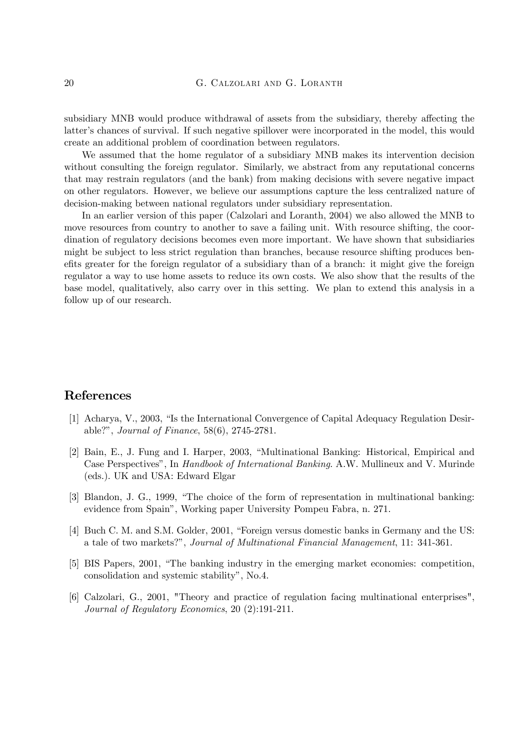subsidiary MNB would produce withdrawal of assets from the subsidiary, thereby affecting the latter's chances of survival. If such negative spillover were incorporated in the model, this would create an additional problem of coordination between regulators.

We assumed that the home regulator of a subsidiary MNB makes its intervention decision without consulting the foreign regulator. Similarly, we abstract from any reputational concerns that may restrain regulators (and the bank) from making decisions with severe negative impact on other regulators. However, we believe our assumptions capture the less centralized nature of decision-making between national regulators under subsidiary representation.

In an earlier version of this paper (Calzolari and Loranth, 2004) we also allowed the MNB to move resources from country to another to save a failing unit. With resource shifting, the coordination of regulatory decisions becomes even more important. We have shown that subsidiaries might be subject to less strict regulation than branches, because resource shifting produces benefits greater for the foreign regulator of a subsidiary than of a branch: it might give the foreign regulator a way to use home assets to reduce its own costs. We also show that the results of the base model, qualitatively, also carry over in this setting. We plan to extend this analysis in a follow up of our research.

## References

[1] Acharya, V., 2003, "Is the International Convergence of Capital Adequacy Regulation Desirable?", *Journal of Finance*, 58(6), 2745-2781.

[2] Bain, E., J. Fung and I. Harper, 2003, "Multinational Banking: Historical, Empirical and Case Perspectives", In *Handbook of International Banking*. A.W. Mullineux and V. Murinde (eds.). UK and USA: Edward Elgar

[3] Blandon, J. G., 1999, "The choice of the form of representation in multinational banking: evidence from Spain", Working paper University Pompeu Fabra, n. 271.

[4] Buch C. M. and S.M. Golder, 2001, "Foreign versus domestic banks in Germany and the US: a tale of two markets?", *Journal of Multinational Financial Management*, 11: 341-361.

[5] BIS Papers, 2001, "The banking industry in the emerging market economies: competition, consolidation and systemic stability", No.4.

[6] Calzolari, G., 2001, "Theory and practice of regulation facing multinational enterprises", *Journal of Regulatory Economics*, 20 (2):191-211.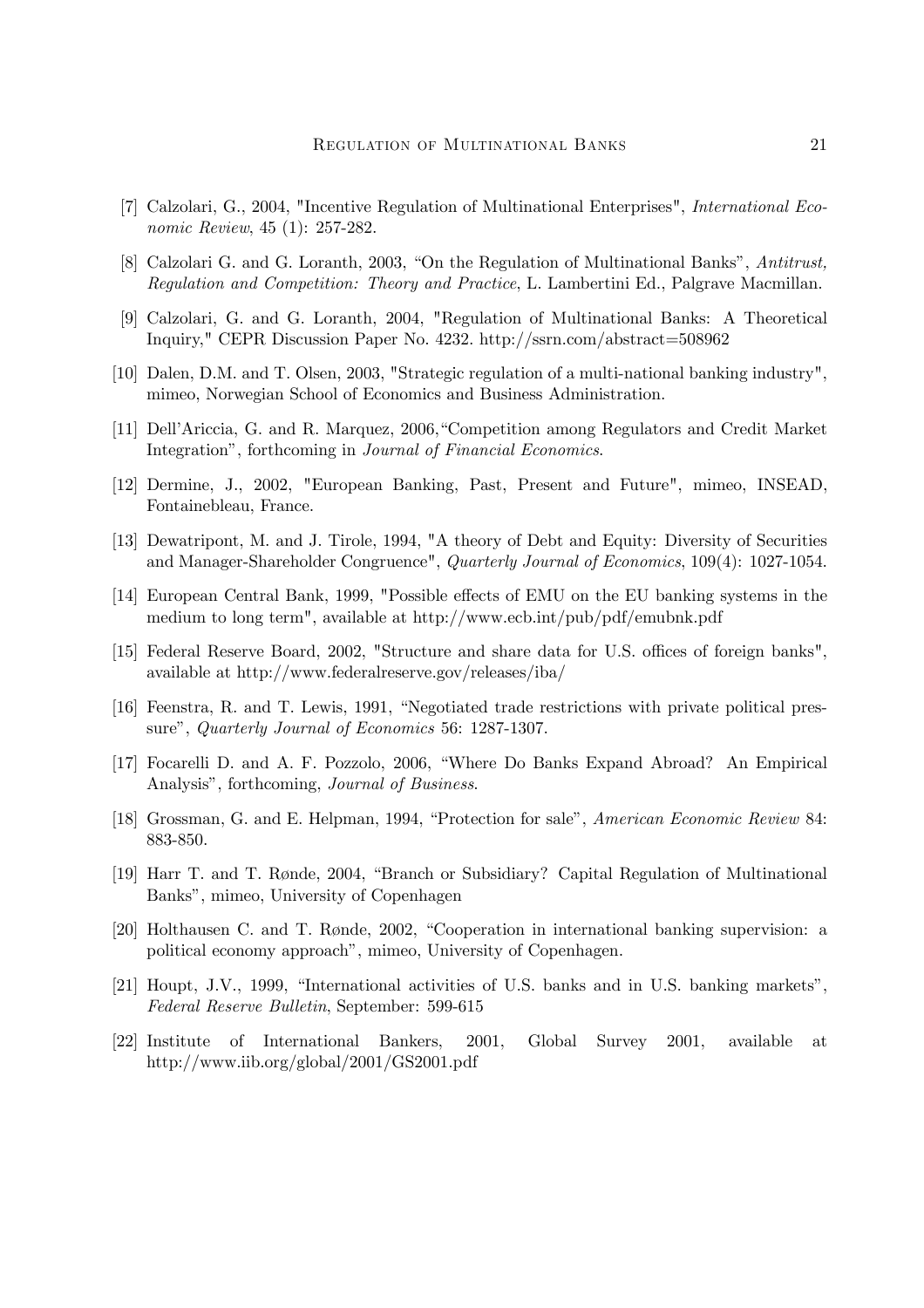[7] Calzolari, G., 2004, "Incentive Regulation of Multinational Enterprises", *International Economic Review*, 45 (1): 257-282.

[8] Calzolari G. and G. Loranth, 2003, "On the Regulation of Multinational Banks", *Antitrust, Regulation and Competition: Theory and Practice*, L. Lambertini Ed., Palgrave Macmillan.

[9] Calzolari, G. and G. Loranth, 2004, "Regulation of Multinational Banks: A Theoretical Inquiry," CEPR Discussion Paper No. 4232. http://ssrn.com/abstract=508962

[10] Dalen, D.M. and T. Olsen, 2003, "Strategic regulation of a multi-national banking industry", mimeo, Norwegian School of Economics and Business Administration.

[11] Dell'Ariccia, G. and R. Marquez, 2006,"Competition among Regulators and Credit Market Integration", forthcoming in *Journal of Financial Economics*.

[12] Dermine, J., 2002, "European Banking, Past, Present and Future", mimeo, INSEAD, Fontainebleau, France.

[13] Dewatripont, M. and J. Tirole, 1994, "A theory of Debt and Equity: Diversity of Securities and Manager-Shareholder Congruence", *Quarterly Journal of Economics*, 109(4): 1027-1054.

[14] European Central Bank, 1999, "Possible effects of EMU on the EU banking systems in the medium to long term", available at http://www.ecb.int/pub/pdf/emubnk.pdf

[15] Federal Reserve Board, 2002, "Structure and share data for U.S. offices of foreign banks", available at http://www.federalreserve.gov/releases/iba/

[16] Feenstra, R. and T. Lewis, 1991, "Negotiated trade restrictions with private political pressure", *Quarterly Journal of Economics* 56: 1287-1307.

[17] Focarelli D. and A. F. Pozzolo, 2006, "Where Do Banks Expand Abroad? An Empirical Analysis", forthcoming, *Journal of Business*.

[18] Grossman, G. and E. Helpman, 1994, "Protection for sale", *American Economic Review* 84: 883-850.

[19] Harr T. and T. Rønde, 2004, "Branch or Subsidiary? Capital Regulation of Multinational Banks", mimeo, University of Copenhagen

[20] Holthausen C. and T. Rønde, 2002, "Cooperation in international banking supervision: a political economy approach", mimeo, University of Copenhagen.

[21] Houpt, J.V., 1999, "International activities of U.S. banks and in U.S. banking markets", *Federal Reserve Bulletin*, September: 599-615

[22] Institute of International Bankers, 2001, Global Survey 2001, available at http://www.iib.org/global/2001/GS2001.pdf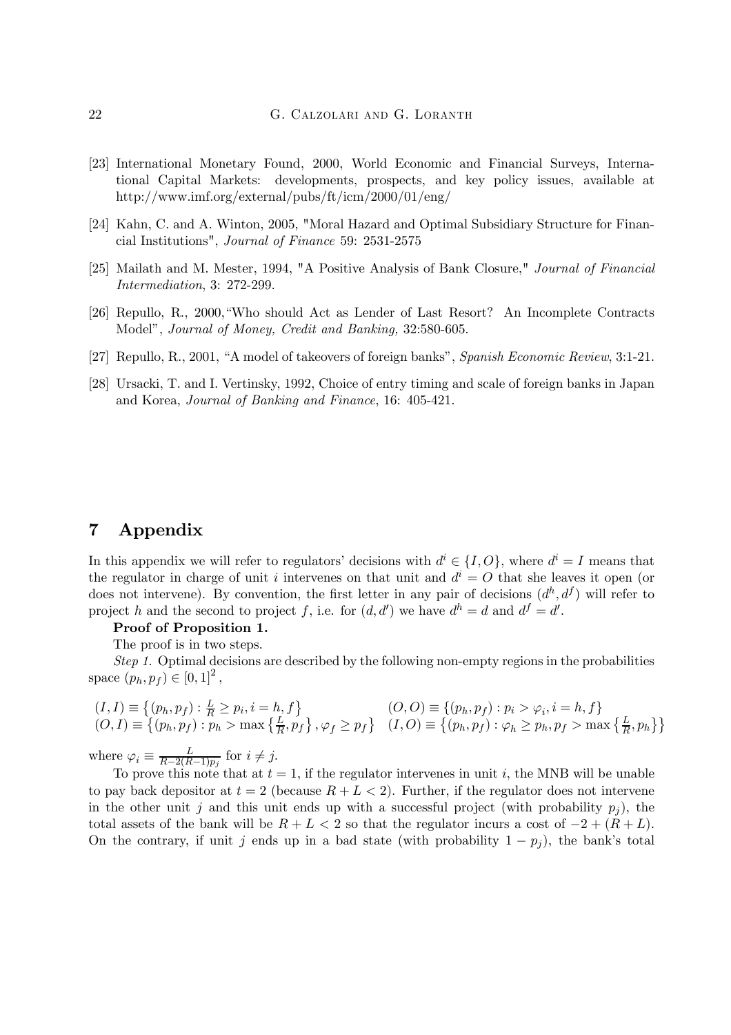[23] International Monetary Found, 2000, World Economic and Financial Surveys, International Capital Markets: developments, prospects, and key policy issues, available at http://www.imf.org/external/pubs/ft/icm/2000/01/eng/

[24] Kahn, C. and A. Winton, 2005, "Moral Hazard and Optimal Subsidiary Structure for Financial Institutions", *Journal of Finance* 59: 2531-2575

[25] Mailath and M. Mester, 1994, "A Positive Analysis of Bank Closure," *Journal of Financial Intermediation*, 3: 272-299.

[26] Repullo, R., 2000,"Who should Act as Lender of Last Resort? An Incomplete Contracts Model", *Journal of Money, Credit and Banking,* 32:580-605.

[27] Repullo, R., 2001, "A model of takeovers of foreign banks", *Spanish Economic Review*, 3:1-21.

[28] Ursacki, T. and I. Vertinsky, 1992, Choice of entry timing and scale of foreign banks in Japan and Korea, *Journal of Banking and Finance*, 16: 405-421.

# 7 Appendix

In this appendix we will refer to regulators' decisions with $d^i \in \{I, O\}$, where $d^i = I$ means that the regulator in charge of unit $i$ intervenes on that unit and $d^i = O$ that she leaves it open (or does not intervene). By convention, the first letter in any pair of decisions $(d^h, d^f)$ will refer to project $h$ and the second to project $f$, i.e. for $(d, d')$ we have $d^h = d$ and $d^f = d'$.

**Proof of Proposition 1.**

The proof is in two steps.

*Step 1.* Optimal decisions are described by the following non-empty regions in the probabilities space $(p_h, p_f) \in [0,1]^2$,

$$
\begin{array}{ll}
(I,I) \equiv \left\{(p_h, p_f) : \frac{L}{R} \geq p_i, i = h, f\right\} & (O,O) \equiv \left\{(p_h, p_f) : p_i > \varphi_i, i = h, f\right\} \\
(O,I) \equiv \left\{(p_h, p_f) : p_h > \max\left\{\frac{L}{R}, p_f\right\}, \varphi_f \geq p_f\right\} & (I,O) \equiv \left\{(p_h, p_f) : \varphi_h \geq p_h, p_f > \max\left\{\frac{L}{R}, p_h\right\}\right\}
\end{array}
$$

where $\varphi_i \equiv \frac{L}{R-2(R-1)p_j}$ for $i \neq j$.

To prove this note that at $t = 1$, if the regulator intervenes in unit $i$, the MNB will be unable to pay back depositor at $t = 2$ (because $R + L < 2$). Further, if the regulator does not intervene in the other unit $j$ and this unit ends up with a successful project (with probability $p_j$), the total assets of the bank will be $R + L < 2$ so that the regulator incurs a cost of $-2 + (R + L)$. On the contrary, if unit $j$ ends up in a bad state (with probability $1 - p_j$), the bank's total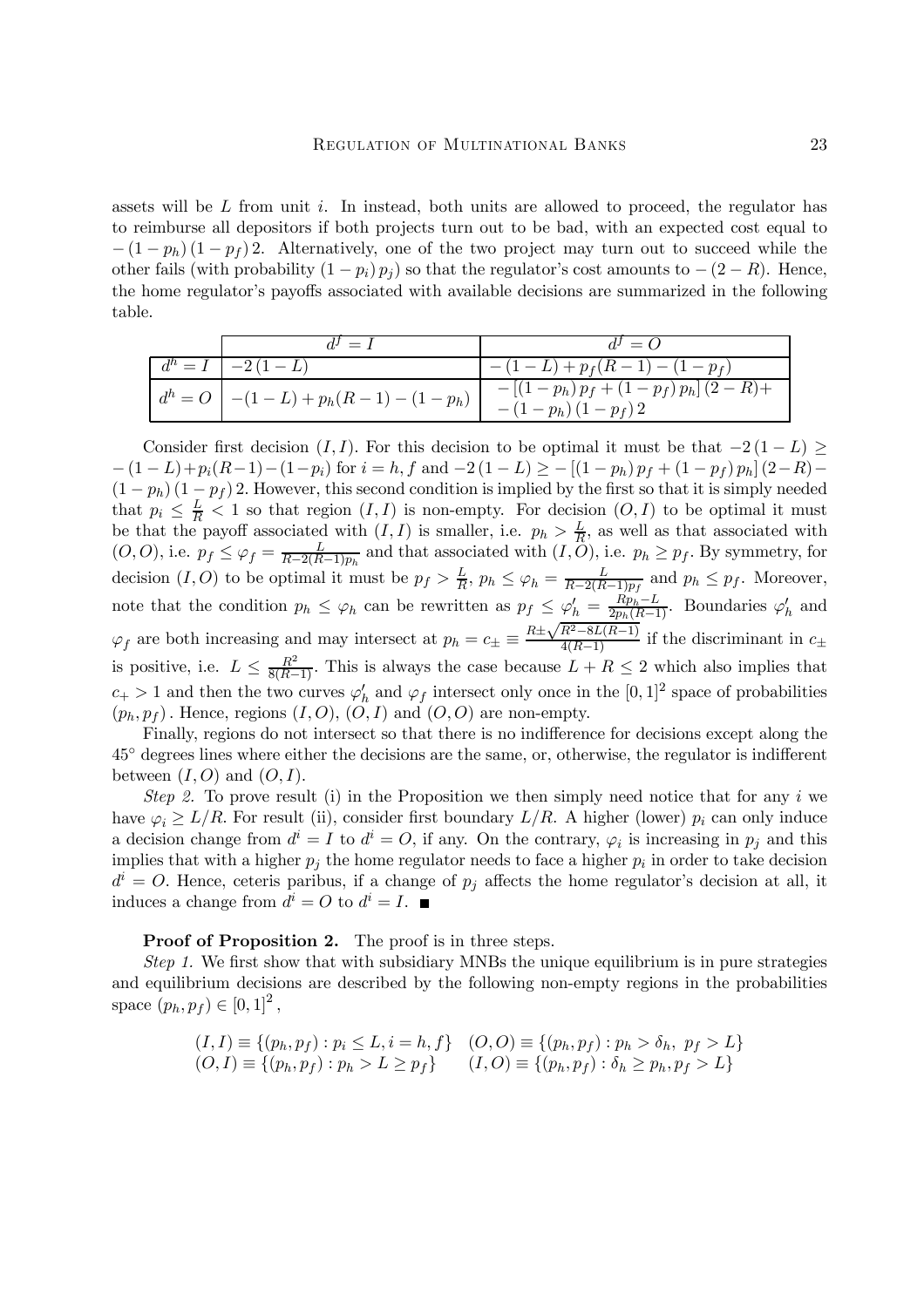assets will be $L$ from unit $i$. In instead, both units are allowed to proceed, the regulator has to reimburse all depositors if both projects turn out to be bad, with an expected cost equal to $-(1-p_h)(1-p_f)2$. Alternatively, one of the two project may turn out to succeed while the other fails (with probability $(1-p_i)p_j$) so that the regulator's cost amounts to $-(2-R)$. Hence, the home regulator's payoffs associated with available decisions are summarized in the following table.

| | $d^f = I$ | $d^f = O$ |
|---|---|---|
| $d^h = I$ | $-2(1-L)$ | $-(1-L) + p_f(R-1) - (1-p_f)$ |
| $d^h = O$ | $-(1-L) + p_h(R-1) - (1-p_h)$ | $-[(1-p_h)p_f + (1-p_f)p_h](2-R) + -(1-p_h)(1-p_f)2$ |

Consider first decision $(I,I)$. For this decision to be optimal it must be that $-2(1-L) \geq -(1-L)+p_i(R-1)-(1-p_i)$ for $i=h,f$ and $-2(1-L) \geq -[(1-p_h)p_f+(1-p_f)p_h](2-R)-(1-p_h)(1-p_f)2$. However, this second condition is implied by the first so that it is simply needed that $p_i \leq \frac{L}{R} < 1$ so that region $(I,I)$ is non-empty. For decision $(O,I)$ to be optimal it must be that the payoff associated with $(I,I)$ is smaller, i.e. $p_h > \frac{L}{R}$, as well as that associated with $(O,O)$, i.e. $p_f \leq \varphi_f = \frac{L}{R-2(R-1)p_h}$ and that associated with $(I,O)$, i.e. $p_h \geq p_f$. By symmetry, for decision $(I,O)$ to be optimal it must be $p_f > \frac{L}{R}$, $p_h \leq \varphi_h = \frac{L}{R-2(R-1)p_f}$ and $p_h \leq p_f$. Moreover, note that the condition $p_h \leq \varphi_h$ can be rewritten as $p_f \leq \varphi_h' = \frac{Rp_h - L}{2p_h(R-1)}$. Boundaries $\varphi_h'$ and $\varphi_f$ are both increasing and may intersect at $p_h = c_\pm \equiv \frac{R \pm \sqrt{R^2-8L(R-1)}}{4(R-1)}$ if the discriminant in $c_\pm$ is positive, i.e. $L \leq \frac{R^2}{8(R-1)}$. This is always the case because $L+R \leq 2$ which also implies that $c_+ > 1$ and then the two curves $\varphi_h'$ and $\varphi_f$ intersect only once in the $[0,1]^2$ space of probabilities $(p_h, p_f)$. Hence, regions $(I,O)$, $(O,I)$ and $(O,O)$ are non-empty.

Finally, regions do not intersect so that there is no indifference for decisions except along the $45^\circ$ degrees lines where either the decisions are the same, or, otherwise, the regulator is indifferent between $(I,O)$ and $(O,I)$.

*Step 2.* To prove result (i) in the Proposition we then simply need notice that for any $i$ we have $\varphi_i \geq L/R$. For result (ii), consider first boundary $L/R$. A higher (lower) $p_i$ can only induce a decision change from $d^i = I$ to $d^i = O$, if any. On the contrary, $\varphi_i$ is increasing in $p_j$ and this implies that with a higher $p_j$ the home regulator needs to face a higher $p_i$ in order to take decision $d^i = O$. Hence, ceteris paribus, if a change of $p_j$ affects the home regulator's decision at all, it induces a change from $d^i = O$ to $d^i = I$. ∎

**Proof of Proposition 2.** The proof is in three steps.

*Step 1.* We first show that with subsidiary MNBs the unique equilibrium is in pure strategies and equilibrium decisions are described by the following non-empty regions in the probabilities space $(p_h, p_f) \in [0,1]^2$,

$$
\begin{array}{ll}
(I,I) \equiv \{(p_h,p_f) : p_i \leq L, i = h,f\} & (O,O) \equiv \{(p_h,p_f) : p_h > \delta_h,\ p_f > L\} \\
(O,I) \equiv \{(p_h,p_f) : p_h > L \geq p_f\} & (I,O) \equiv \{(p_h,p_f) : \delta_h \geq p_h, p_f > L\}
\end{array}
$$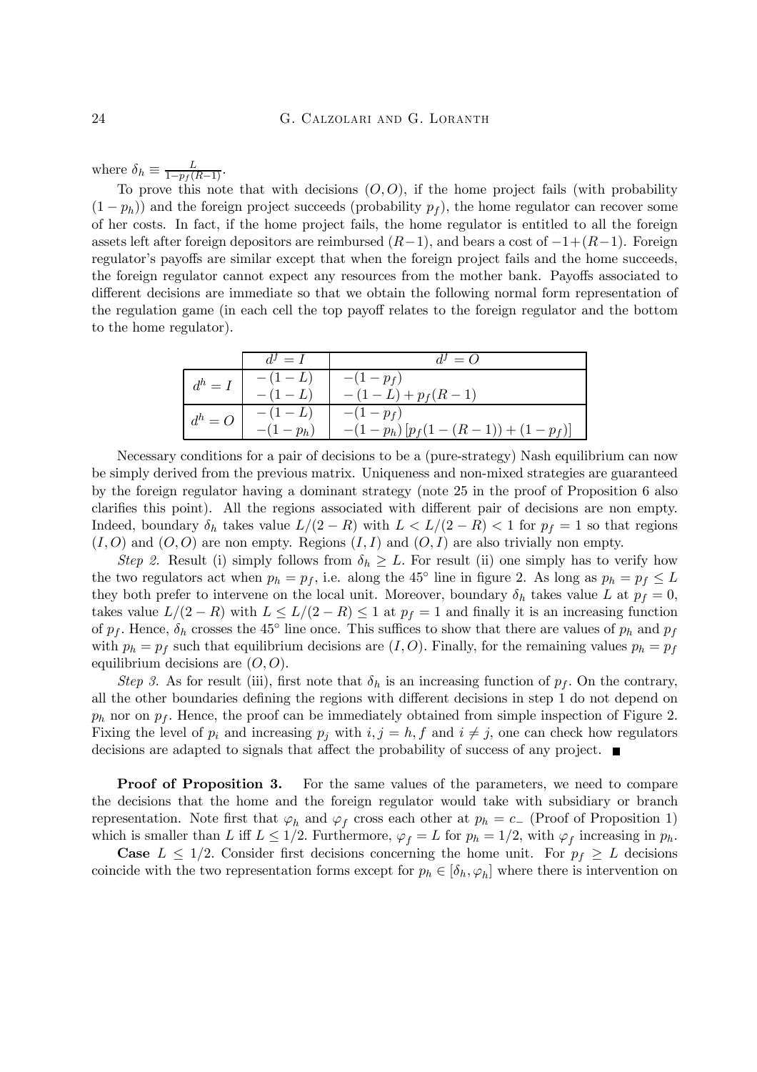where $\delta_h \equiv \frac{L}{1-p_f(R-1)}$.

To prove this note that with decisions $(O, O)$, if the home project fails (with probability $(1-p_h)$) and the foreign project succeeds (probability $p_f$), the home regulator can recover some of her costs. In fact, if the home project fails, the home regulator is entitled to all the foreign assets left after foreign depositors are reimbursed $(R-1)$, and bears a cost of $-1+(R-1)$. Foreign regulator's payoffs are similar except that when the foreign project fails and the home succeeds, the foreign regulator cannot expect any resources from the mother bank. Payoffs associated to different decisions are immediate so that we obtain the following normal form representation of the regulation game (in each cell the top payoff relates to the foreign regulator and the bottom to the home regulator).

| | $d^f = I$ | $d^f = O$ |
|---|---|---|
| $d^h = I$ | $-(1-L)$<br>$-(1-L)$ | $-(1-p_f)$<br>$-(1-L)+p_f(R-1)$ |
| $d^h = O$ | $-(1-L)$<br>$-(1-p_h)$ | $-(1-p_f)$<br>$-(1-p_h)\left[p_f(1-(R-1))+(1-p_f)\right]$ |

Necessary conditions for a pair of decisions to be a (pure-strategy) Nash equilibrium can now be simply derived from the previous matrix. Uniqueness and non-mixed strategies are guaranteed by the foreign regulator having a dominant strategy (note 25 in the proof of Proposition 6 also clarifies this point). All the regions associated with different pair of decisions are non empty. Indeed, boundary $\delta_h$ takes value $L/(2-R)$ with $L < L/(2-R) < 1$ for $p_f = 1$ so that regions $(I, O)$ and $(O, O)$ are non empty. Regions $(I, I)$ and $(O, I)$ are also trivially non empty.

*Step 2.* Result (i) simply follows from $\delta_h \geq L$. For result (ii) one simply has to verify how the two regulators act when $p_h = p_f$, i.e. along the 45° line in figure 2. As long as $p_h = p_f \leq L$ they both prefer to intervene on the local unit. Moreover, boundary $\delta_h$ takes value $L$ at $p_f = 0$, takes value $L/(2-R)$ with $L \leq L/(2-R) \leq 1$ at $p_f = 1$ and finally it is an increasing function of $p_f$. Hence, $\delta_h$ crosses the 45° line once. This suffices to show that there are values of $p_h$ and $p_f$ with $p_h = p_f$ such that equilibrium decisions are $(I, O)$. Finally, for the remaining values $p_h = p_f$ equilibrium decisions are $(O, O)$.

*Step 3.* As for result (iii), first note that $\delta_h$ is an increasing function of $p_f$. On the contrary, all the other boundaries defining the regions with different decisions in step 1 do not depend on $p_h$ nor on $p_f$. Hence, the proof can be immediately obtained from simple inspection of Figure 2. Fixing the level of $p_i$ and increasing $p_j$ with $i, j = h, f$ and $i \neq j$, one can check how regulators decisions are adapted to signals that affect the probability of success of any project. ■

**Proof of Proposition 3.** For the same values of the parameters, we need to compare the decisions that the home and the foreign regulator would take with subsidiary or branch representation. Note first that $\varphi_h$ and $\varphi_f$ cross each other at $p_h = c_-$ (Proof of Proposition 1) which is smaller than $L$ iff $L \leq 1/2$. Furthermore, $\varphi_f = L$ for $p_h = 1/2$, with $\varphi_f$ increasing in $p_h$.

**Case** $L \leq 1/2$. Consider first decisions concerning the home unit. For $p_f \geq L$ decisions coincide with the two representation forms except for $p_h \in [\delta_h, \varphi_h]$ where there is intervention on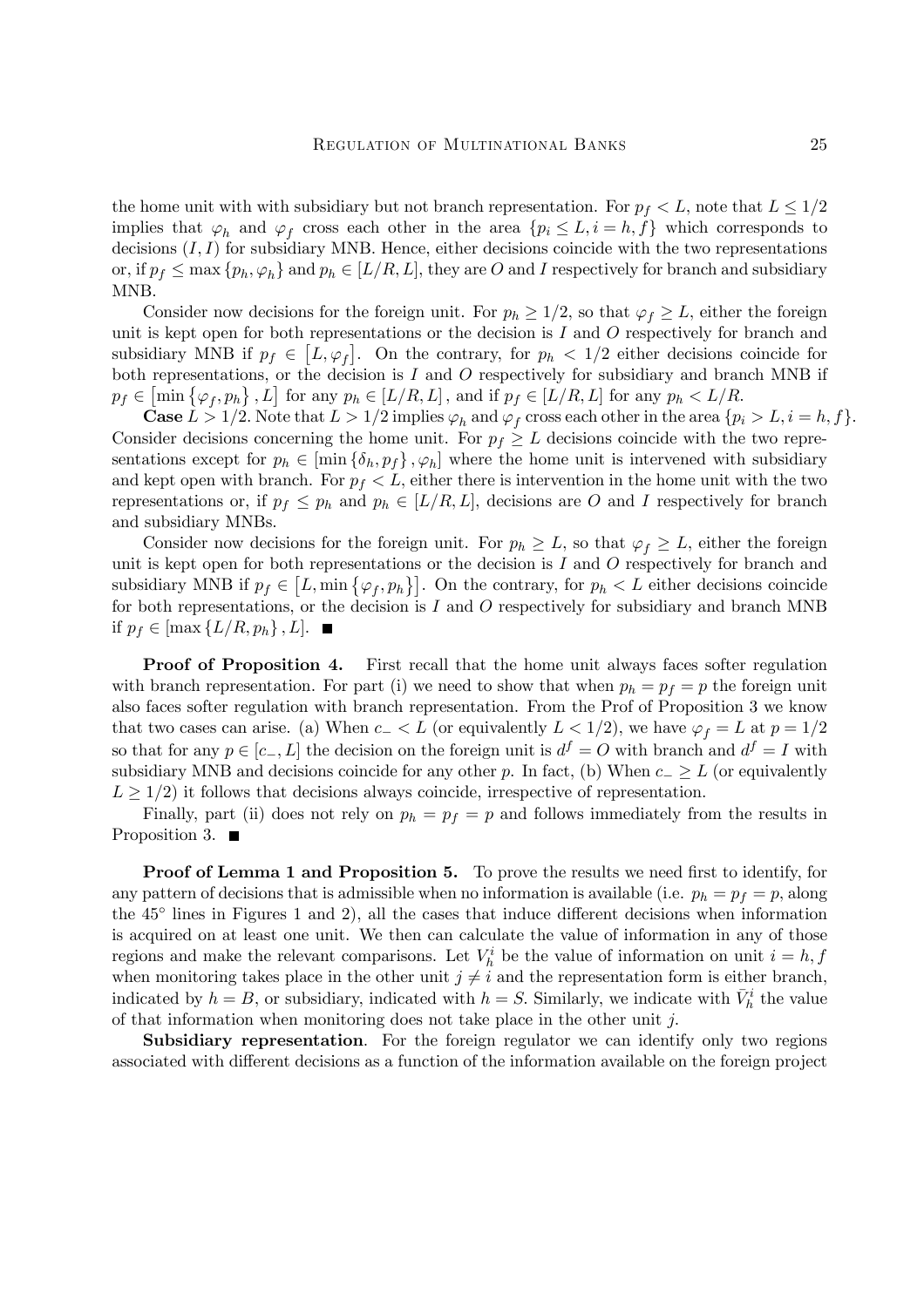the home unit with with subsidiary but not branch representation. For $p_f < L$, note that $L \leq 1/2$ implies that $\varphi_h$ and $\varphi_f$ cross each other in the area $\{p_i \leq L, i = h, f\}$ which corresponds to decisions $(I, I)$ for subsidiary MNB. Hence, either decisions coincide with the two representations or, if $p_f \leq \max\{p_h, \varphi_h\}$ and $p_h \in [L/R, L]$, they are $O$ and $I$ respectively for branch and subsidiary MNB.

Consider now decisions for the foreign unit. For $p_h \geq 1/2$, so that $\varphi_f \geq L$, either the foreign unit is kept open for both representations or the decision is $I$ and $O$ respectively for branch and subsidiary MNB if $p_f \in [L, \varphi_f]$. On the contrary, for $p_h < 1/2$ either decisions coincide for both representations, or the decision is $I$ and $O$ respectively for subsidiary and branch MNB if $p_f \in [\min\{\varphi_f, p_h\}, L]$ for any $p_h \in [L/R, L]$, and if $p_f \in [L/R, L]$ for any $p_h < L/R$.

**Case** $L > 1/2$. Note that $L > 1/2$ implies $\varphi_h$ and $\varphi_f$ cross each other in the area $\{p_i > L, i = h, f\}$. Consider decisions concerning the home unit. For $p_f \geq L$ decisions coincide with the two representations except for $p_h \in [\min\{\delta_h, p_f\}, \varphi_h]$ where the home unit is intervened with subsidiary and kept open with branch. For $p_f < L$, either there is intervention in the home unit with the two representations or, if $p_f \leq p_h$ and $p_h \in [L/R, L]$, decisions are $O$ and $I$ respectively for branch and subsidiary MNBs.

Consider now decisions for the foreign unit. For $p_h \geq L$, so that $\varphi_f \geq L$, either the foreign unit is kept open for both representations or the decision is $I$ and $O$ respectively for branch and subsidiary MNB if $p_f \in [L, \min\{\varphi_f, p_h\}]$. On the contrary, for $p_h < L$ either decisions coincide for both representations, or the decision is $I$ and $O$ respectively for subsidiary and branch MNB if $p_f \in [\max\{L/R, p_h\}, L]$. ■

**Proof of Proposition 4.** First recall that the home unit always faces softer regulation with branch representation. For part (i) we need to show that when $p_h = p_f = p$ the foreign unit also faces softer regulation with branch representation. From the Prof of Proposition 3 we know that two cases can arise. (a) When $c_- < L$ (or equivalently $L < 1/2$), we have $\varphi_f = L$ at $p = 1/2$ so that for any $p \in [c_-, L]$ the decision on the foreign unit is $d^f = O$ with branch and $d^f = I$ with subsidiary MNB and decisions coincide for any other $p$. In fact, (b) When $c_- \geq L$ (or equivalently $L \geq 1/2$) it follows that decisions always coincide, irrespective of representation.

Finally, part (ii) does not rely on $p_h = p_f = p$ and follows immediately from the results in Proposition 3. ■

**Proof of Lemma 1 and Proposition 5.** To prove the results we need first to identify, for any pattern of decisions that is admissible when no information is available (i.e. $p_h = p_f = p$, along the 45° lines in Figures 1 and 2), all the cases that induce different decisions when information is acquired on at least one unit. We then can calculate the value of information in any of those regions and make the relevant comparisons. Let $V_h^i$ be the value of information on unit $i = h, f$ when monitoring takes place in the other unit $j \neq i$ and the representation form is either branch, indicated by $h = B$, or subsidiary, indicated with $h = S$. Similarly, we indicate with $\bar{V}_h^i$ the value of that information when monitoring does not take place in the other unit $j$.

**Subsidiary representation**. For the foreign regulator we can identify only two regions associated with different decisions as a function of the information available on the foreign project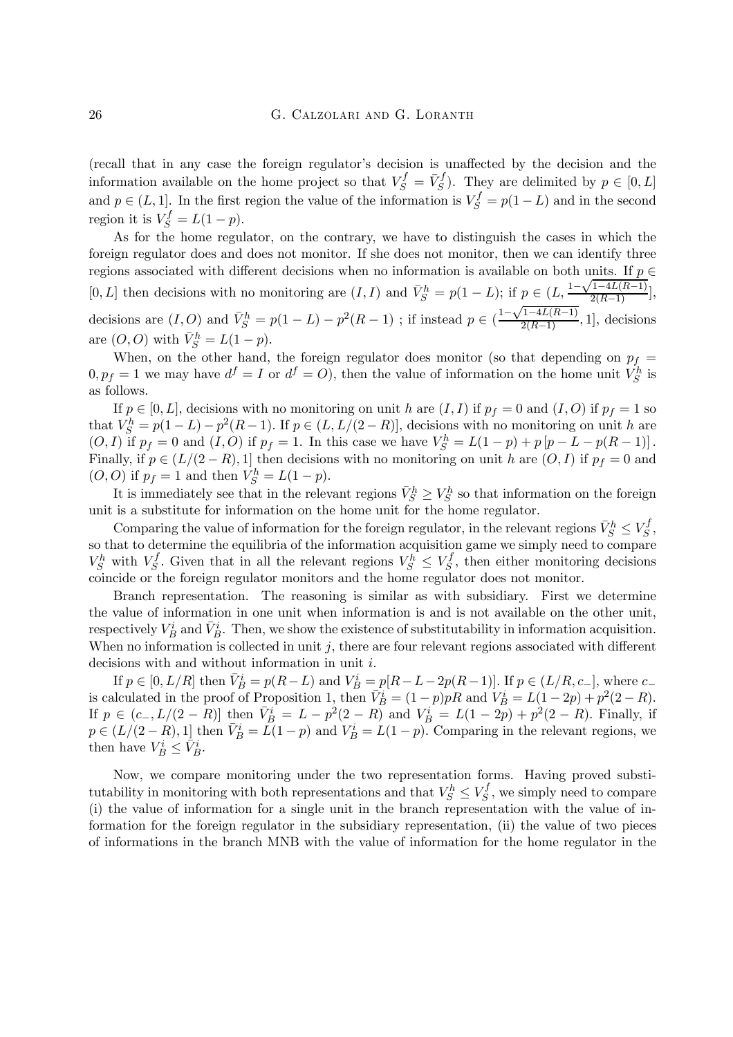(recall that in any case the foreign regulator's decision is unaffected by the decision and the information available on the home project so that $V_S^f = \bar{V}_S^f$). They are delimited by $p \in [0, L]$ and $p \in (L, 1]$. In the first region the value of the information is $V_S^f = p(1-L)$ and in the second region it is $V_S^f = L(1-p)$.

As for the home regulator, on the contrary, we have to distinguish the cases in which the foreign regulator does and does not monitor. If she does not monitor, then we can identify three regions associated with different decisions when no information is available on both units. If $p \in [0, L]$ then decisions with no monitoring are $(I, I)$ and $\bar{V}_S^h = p(1-L)$; if $p \in (L, \frac{1-\sqrt{1-4L(R-1)}}{2(R-1)}]$, decisions are $(I, O)$ and $\bar{V}_S^h = p(1-L) - p^2(R-1)$ ; if instead $p \in (\frac{1-\sqrt{1-4L(R-1)}}{2(R-1)}, 1]$, decisions are $(O, O)$ with $\bar{V}_S^h = L(1-p)$.

When, on the other hand, the foreign regulator does monitor (so that depending on $p_f = 0, p_f = 1$ we may have $d^f = I$ or $d^f = O$), then the value of information on the home unit $V_S^h$ is as follows.

If $p \in [0, L]$, decisions with no monitoring on unit $h$ are $(I, I)$ if $p_f = 0$ and $(I, O)$ if $p_f = 1$ so that $V_S^h = p(1-L) - p^2(R-1)$. If $p \in (L, L/(2-R)]$, decisions with no monitoring on unit $h$ are $(O, I)$ if $p_f = 0$ and $(I, O)$ if $p_f = 1$. In this case we have $V_S^h = L(1-p) + p\left[p - L - p(R-1)\right]$. Finally, if $p \in (L/(2-R), 1]$ then decisions with no monitoring on unit $h$ are $(O, I)$ if $p_f = 0$ and $(O, O)$ if $p_f = 1$ and then $V_S^h = L(1-p)$.

It is immediately see that in the relevant regions $\bar{V}_S^h \geq V_S^h$ so that information on the foreign unit is a substitute for information on the home unit for the home regulator.

Comparing the value of information for the foreign regulator, in the relevant regions $\bar{V}_S^h \leq V_S^f$, so that to determine the equilibria of the information acquisition game we simply need to compare $V_S^h$ with $V_S^f$. Given that in all the relevant regions $V_S^h \leq V_S^f$, then either monitoring decisions coincide or the foreign regulator monitors and the home regulator does not monitor.

Branch representation. The reasoning is similar as with subsidiary. First we determine the value of information in one unit when information is and is not available on the other unit, respectively $V_B^i$ and $\bar{V}_B^i$. Then, we show the existence of substitutability in information acquisition. When no information is collected in unit $j$, there are four relevant regions associated with different decisions with and without information in unit $i$.

If $p \in [0, L/R]$ then $\bar{V}_B^i = p(R-L)$ and $V_B^i = p[R - L - 2p(R-1)]$. If $p \in (L/R, c_-]$, where $c_-$ is calculated in the proof of Proposition 1, then $\bar{V}_B^i = (1-p)pR$ and $V_B^i = L(1-2p) + p^2(2-R)$. If $p \in (c_-, L/(2-R)]$ then $\bar{V}_B^i = L - p^2(2-R)$ and $V_B^i = L(1-2p) + p^2(2-R)$. Finally, if $p \in (L/(2-R), 1]$ then $\bar{V}_B^i = L(1-p)$ and $V_B^i = L(1-p)$. Comparing in the relevant regions, we then have $V_B^i \leq \bar{V}_B^i$.

Now, we compare monitoring under the two representation forms. Having proved substitutability in monitoring with both representations and that $V_S^h \leq V_S^f$, we simply need to compare (i) the value of information for a single unit in the branch representation with the value of information for the foreign regulator in the subsidiary representation, (ii) the value of two pieces of informations in the branch MNB with the value of information for the home regulator in the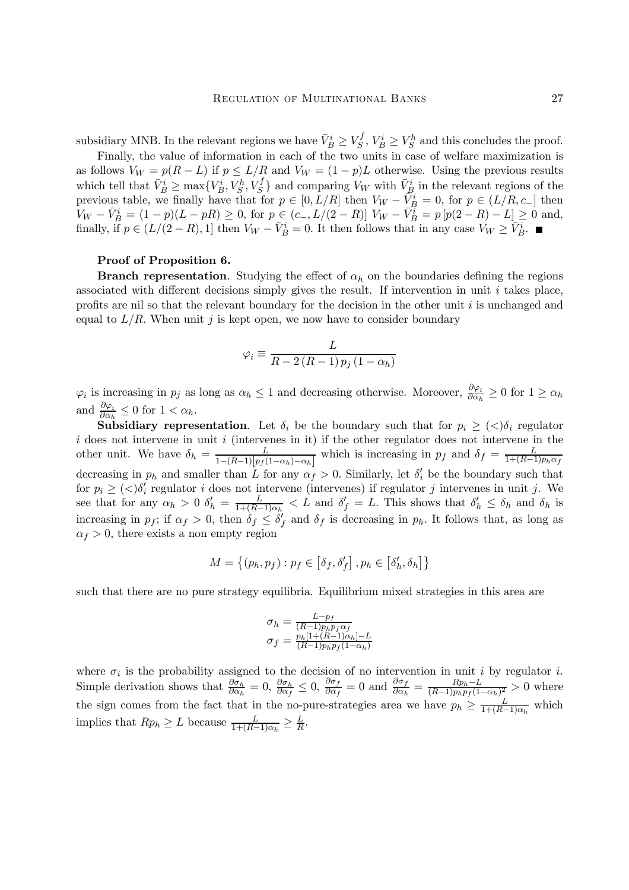subsidiary MNB. In the relevant regions we have $\bar{V}_B^i \geq V_S^f$, $V_B^i \geq V_S^h$ and this concludes the proof.

Finally, the value of information in each of the two units in case of welfare maximization is as follows $V_W = p(R-L)$ if $p \leq L/R$ and $V_W = (1-p)L$ otherwise. Using the previous results which tell that $\bar{V}_B^i \geq \max\{V_B^i, V_S^h, V_S^f\}$ and comparing $V_W$ with $\bar{V}_B^i$ in the relevant regions of the previous table, we finally have that for $p \in [0, L/R]$ then $V_W - \bar{V}_B^i = 0$, for $p \in (L/R, c_-]$ then $V_W - \bar{V}_B^i = (1-p)(L-pR) \geq 0$, for $p \in (c_-, L/(2-R)]$ $V_W - \bar{V}_B^i = p\left[p(2-R) - L\right] \geq 0$ and, finally, if $p \in (L/(2-R), 1]$ then $V_W - \bar{V}_B^i = 0$. It then follows that in any case $V_W \geq \bar{V}_B^i$. ■

**Proof of Proposition 6.**

**Branch representation**. Studying the effect of $\alpha_h$ on the boundaries defining the regions associated with different decisions simply gives the result. If intervention in unit $i$ takes place, profits are nil so that the relevant boundary for the decision in the other unit $i$ is unchanged and equal to $L/R$. When unit $j$ is kept open, we now have to consider boundary

$$\varphi_i \equiv \frac{L}{R - 2\,(R-1)\,p_j\,(1-\alpha_h)}$$

$\varphi_i$ is increasing in $p_j$ as long as $\alpha_h \leq 1$ and decreasing otherwise. Moreover, $\frac{\partial \varphi_i}{\partial \alpha_h} \geq 0$ for $1 \geq \alpha_h$ and $\frac{\partial \varphi_i}{\partial \alpha_h} \leq 0$ for $1 < \alpha_h$.

**Subsidiary representation**. Let $\delta_i$ be the boundary such that for $p_i \geq (<)\delta_i$ regulator $i$ does not intervene in unit $i$ (intervenes in it) if the other regulator does not intervene in the other unit. We have $\delta_h = \frac{L}{1-(R-1)\left[p_f(1-\alpha_h)-\alpha_h\right]}$ which is increasing in $p_f$ and $\delta_f = \frac{L}{1+(R-1)p_h\alpha_f}$ decreasing in $p_h$ and smaller than $L$ for any $\alpha_f > 0$. Similarly, let $\delta_i'$ be the boundary such that for $p_i \geq (<)\delta_i'$ regulator $i$ does not intervene (intervenes) if regulator $j$ intervenes in unit $j$. We see that for any $\alpha_h > 0$ $\delta_h' = \frac{L}{1+(R-1)\alpha_h} < L$ and $\delta_f' = L$. This shows that $\delta_h' \leq \delta_h$ and $\delta_h$ is increasing in $p_f$; if $\alpha_f > 0$, then $\delta_f \leq \delta_f'$ and $\delta_f$ is decreasing in $p_h$. It follows that, as long as $\alpha_f > 0$, there exists a non empty region

$$M = \left\{(p_h, p_f) : p_f \in \left[\delta_f, \delta_f'\right], p_h \in \left[\delta_h', \delta_h\right]\right\}$$

such that there are no pure strategy equilibria. Equilibrium mixed strategies in this area are

$$\begin{aligned} \sigma_h &= \frac{L-p_f}{(R-1)p_h p_f \alpha_f} \\ \sigma_f &= \frac{p_h[1+(R-1)\alpha_h]-L}{(R-1)p_h p_f (1-\alpha_h)} \end{aligned}$$

where $\sigma_i$ is the probability assigned to the decision of no intervention in unit $i$ by regulator $i$. Simple derivation shows that $\frac{\partial \sigma_h}{\partial \alpha_h} = 0$, $\frac{\partial \sigma_h}{\partial \alpha_f} \leq 0$, $\frac{\partial \sigma_f}{\partial \alpha_f} = 0$ and $\frac{\partial \sigma_f}{\partial \alpha_h} = \frac{Rp_h - L}{(R-1)p_h p_f (1-\alpha_h)^2} > 0$ where the sign comes from the fact that in the no-pure-strategies area we have $p_h \geq \frac{L}{1+(R-1)\alpha_h}$ which implies that $Rp_h \geq L$ because $\frac{L}{1+(R-1)\alpha_h} \geq \frac{L}{R}$.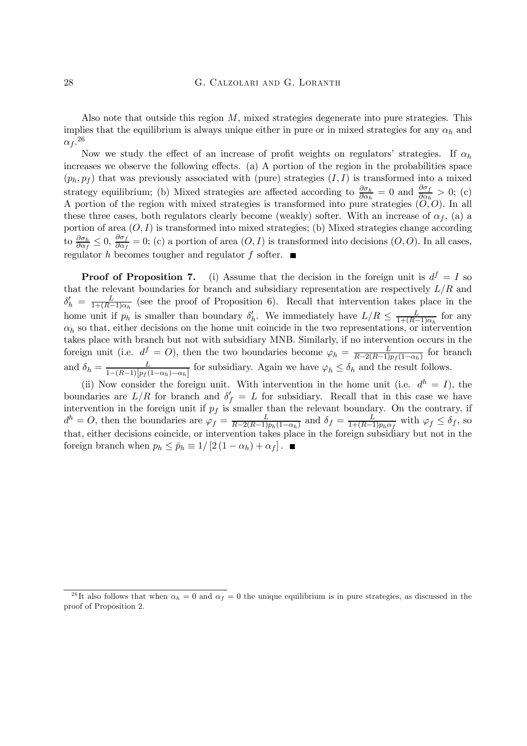Also note that outside this region $M$, mixed strategies degenerate into pure strategies. This implies that the equilibrium is always unique either in pure or in mixed strategies for any $\alpha_h$ and $\alpha_f$.[26]

Now we study the effect of an increase of profit weights on regulators' strategies. If $\alpha_h$ increases we observe the following effects. (a) A portion of the region in the probabilities space $(p_h, p_f)$ that was previously associated with (pure) strategies $(I, I)$ is transformed into a mixed strategy equilibrium; (b) Mixed strategies are affected according to $\frac{\partial \sigma_h}{\partial \alpha_h} = 0$ and $\frac{\partial \sigma_f}{\partial \alpha_h} > 0$; (c) A portion of the region with mixed strategies is transformed into pure strategies $(O, O)$. In all these three cases, both regulators clearly become (weakly) softer. With an increase of $\alpha_f$, (a) a portion of area $(O, I)$ is transformed into mixed strategies; (b) Mixed strategies change according to $\frac{\partial \sigma_h}{\partial \alpha_f} \leq 0$, $\frac{\partial \sigma_f}{\partial \alpha_f} = 0$; (c) a portion of area $(O, I)$ is transformed into decisions $(O, O)$. In all cases, regulator $h$ becomes tougher and regulator $f$ softer. ■

**Proof of Proposition 7.** (i) Assume that the decision in the foreign unit is $d^f = I$ so that the relevant boundaries for branch and subsidiary representation are respectively $L/R$ and $\delta'_h = \frac{L}{1+(R-1)\alpha_h}$ (see the proof of Proposition 6). Recall that intervention takes place in the home unit if $p_h$ is smaller than boundary $\delta'_h$. We immediately have $L/R \leq \frac{L}{1+(R-1)\alpha_h}$ for any $\alpha_h$ so that, either decisions on the home unit coincide in the two representations, or intervention takes place with branch but not with subsidiary MNB. Similarly, if no intervention occurs in the foreign unit (i.e. $d^f = O$), then the two boundaries become $\varphi_h = \frac{L}{R-2(R-1)p_f(1-\alpha_h)}$ for branch and $\delta_h = \frac{L}{1-(R-1)\left[p_f(1-\alpha_h)-\alpha_h\right]}$ for subsidiary. Again we have $\varphi_h \leq \delta_h$ and the result follows.

(ii) Now consider the foreign unit. With intervention in the home unit (i.e. $d^h = I$), the boundaries are $L/R$ for branch and $\delta'_f = L$ for subsidiary. Recall that in this case we have intervention in the foreign unit if $p_f$ is smaller than the relevant boundary. On the contrary, if $d^h = O$, then the boundaries are $\varphi_f = \frac{L}{R-2(R-1)p_h(1-\alpha_h)}$ and $\delta_f = \frac{L}{1+(R-1)p_h\alpha_f}$ with $\varphi_f \leq \delta_f$, so that, either decisions coincide, or intervention takes place in the foreign subsidiary but not in the foreign branch when $p_h \leq \bar{p}_h \equiv 1/\left[2(1-\alpha_h) + \alpha_f\right]$. ■

[26] It also follows that when $\alpha_h = 0$ and $\alpha_f = 0$ the unique equilibrium is in pure strategies, as discussed in the proof of Proposition 2.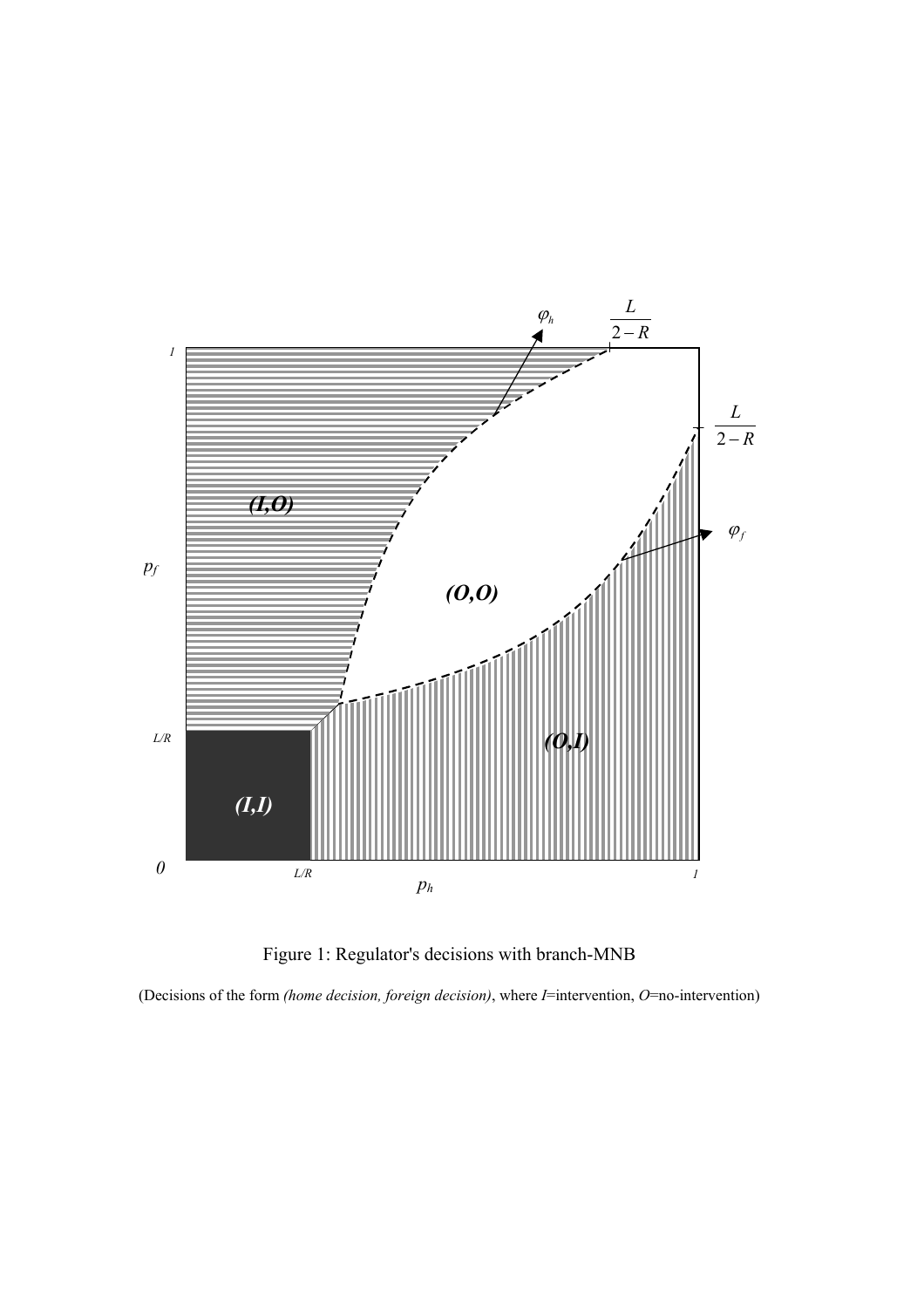Figure 1: Regulator's decisions with branch-MNB

(Decisions of the form *(home decision, foreign decision)*, where *I*=intervention, *O*=no-intervention)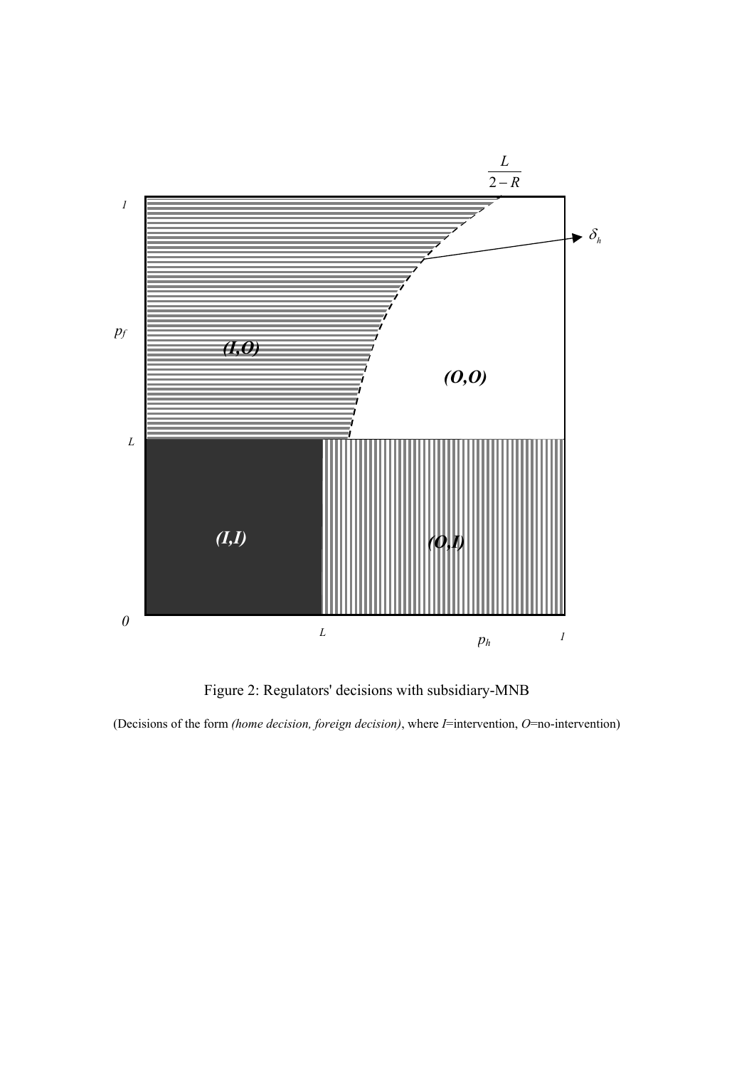$\frac{L}{2-R}$

$\delta_h$

1

$p_f$

*(I,O)*

*(O,O)*

L

*(I,I)*

*(O,I)*

0

L

$p_h$

1

Figure 2: Regulators' decisions with subsidiary-MNB

(Decisions of the form *(home decision, foreign decision)*, where *I*=intervention, *O*=no-intervention)